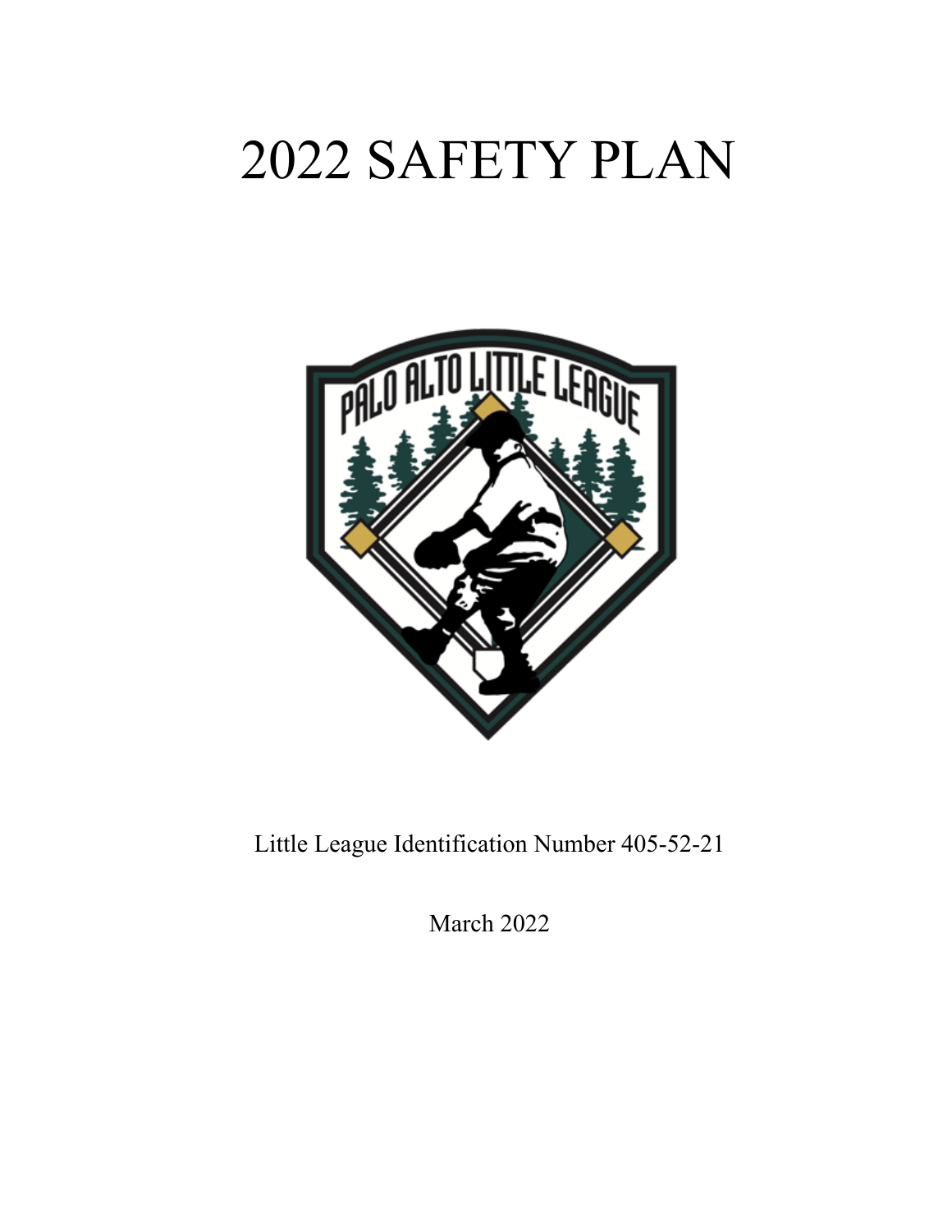# 2022 SAFETY PLAN

Little League Identification Number 405-52-21

March 2022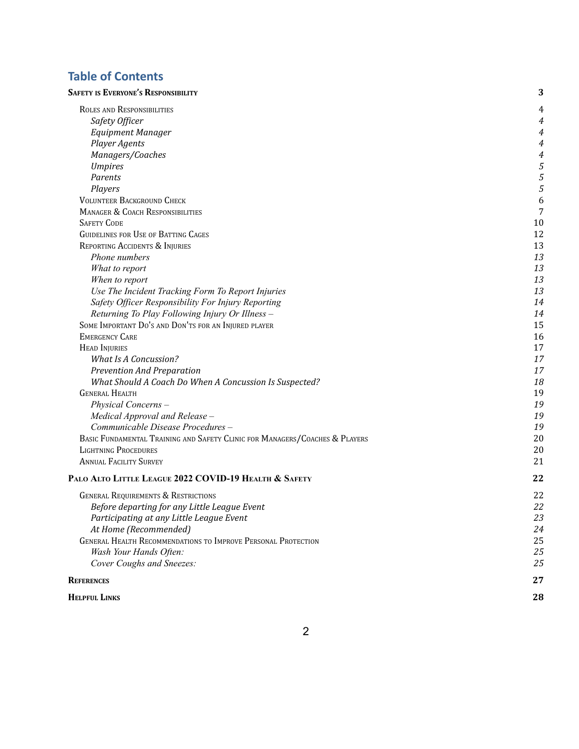## Table of Contents

**SAFETY IS EVERYONE'S RESPONSIBILITY** 3

- ROLES AND RESPONSIBILITIES 4
  - *Safety Officer* 4
  - *Equipment Manager* 4
  - *Player Agents* 4
  - *Managers/Coaches* 4
  - *Umpires* 5
  - *Parents* 5
  - *Players* 5
- VOLUNTEER BACKGROUND CHECK 6
- MANAGER & COACH RESPONSIBILITIES 7
- SAFETY CODE 10
- GUIDELINES FOR USE OF BATTING CAGES 12
- REPORTING ACCIDENTS & INJURIES 13
  - *Phone numbers* 13
  - *What to report* 13
  - *When to report* 13
  - *Use The Incident Tracking Form To Report Injuries* 13
  - *Safety Officer Responsibility For Injury Reporting* 14
  - *Returning To Play Following Injury Or Illness –* 14
- SOME IMPORTANT DO'S AND DON'TS FOR AN INJURED PLAYER 15
- EMERGENCY CARE 16
- HEAD INJURIES 17
  - *What Is A Concussion?* 17
  - *Prevention And Preparation* 17
  - *What Should A Coach Do When A Concussion Is Suspected?* 18
- GENERAL HEALTH 19
  - *Physical Concerns –* 19
  - *Medical Approval and Release –* 19
  - *Communicable Disease Procedures –* 19
- BASIC FUNDAMENTAL TRAINING AND SAFETY CLINIC FOR MANAGERS/COACHES & PLAYERS 20
- LIGHTNING PROCEDURES 20
- ANNUAL FACILITY SURVEY 21

**PALO ALTO LITTLE LEAGUE 2022 COVID-19 HEALTH & SAFETY** 22

- GENERAL REQUIREMENTS & RESTRICTIONS 22
  - *Before departing for any Little League Event* 22
  - *Participating at any Little League Event* 23
  - *At Home (Recommended)* 24
- GENERAL HEALTH RECOMMENDATIONS TO IMPROVE PERSONAL PROTECTION 25
  - *Wash Your Hands Often:* 25
  - *Cover Coughs and Sneezes:* 25

**REFERENCES** 27

**HELPFUL LINKS** 28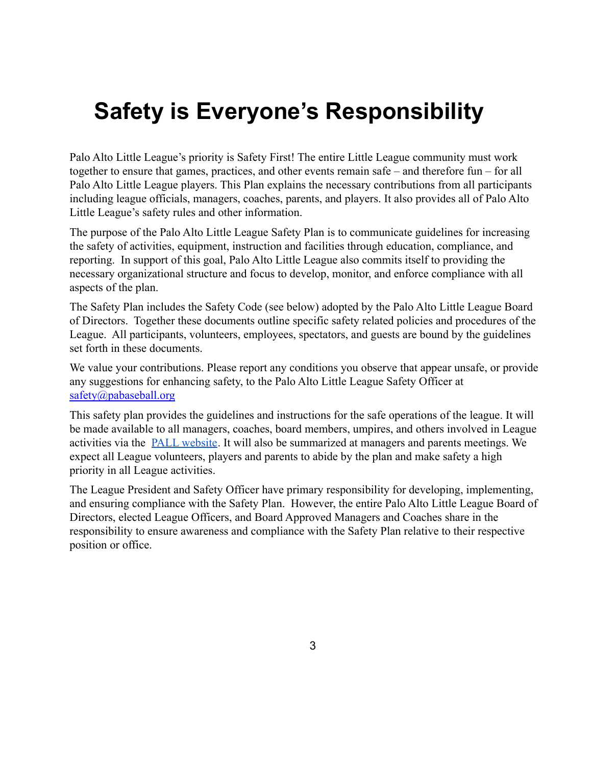# Safety is Everyone's Responsibility

Palo Alto Little League's priority is Safety First! The entire Little League community must work together to ensure that games, practices, and other events remain safe – and therefore fun – for all Palo Alto Little League players. This Plan explains the necessary contributions from all participants including league officials, managers, coaches, parents, and players. It also provides all of Palo Alto Little League's safety rules and other information.

The purpose of the Palo Alto Little League Safety Plan is to communicate guidelines for increasing the safety of activities, equipment, instruction and facilities through education, compliance, and reporting. In support of this goal, Palo Alto Little League also commits itself to providing the necessary organizational structure and focus to develop, monitor, and enforce compliance with all aspects of the plan.

The Safety Plan includes the Safety Code (see below) adopted by the Palo Alto Little League Board of Directors. Together these documents outline specific safety related policies and procedures of the League. All participants, volunteers, employees, spectators, and guests are bound by the guidelines set forth in these documents.

We value your contributions. Please report any conditions you observe that appear unsafe, or provide any suggestions for enhancing safety, to the Palo Alto Little League Safety Officer at safety@pabaseball.org

This safety plan provides the guidelines and instructions for the safe operations of the league. It will be made available to all managers, coaches, board members, umpires, and others involved in League activities via the PALL website. It will also be summarized at managers and parents meetings. We expect all League volunteers, players and parents to abide by the plan and make safety a high priority in all League activities.

The League President and Safety Officer have primary responsibility for developing, implementing, and ensuring compliance with the Safety Plan. However, the entire Palo Alto Little League Board of Directors, elected League Officers, and Board Approved Managers and Coaches share in the responsibility to ensure awareness and compliance with the Safety Plan relative to their respective position or office.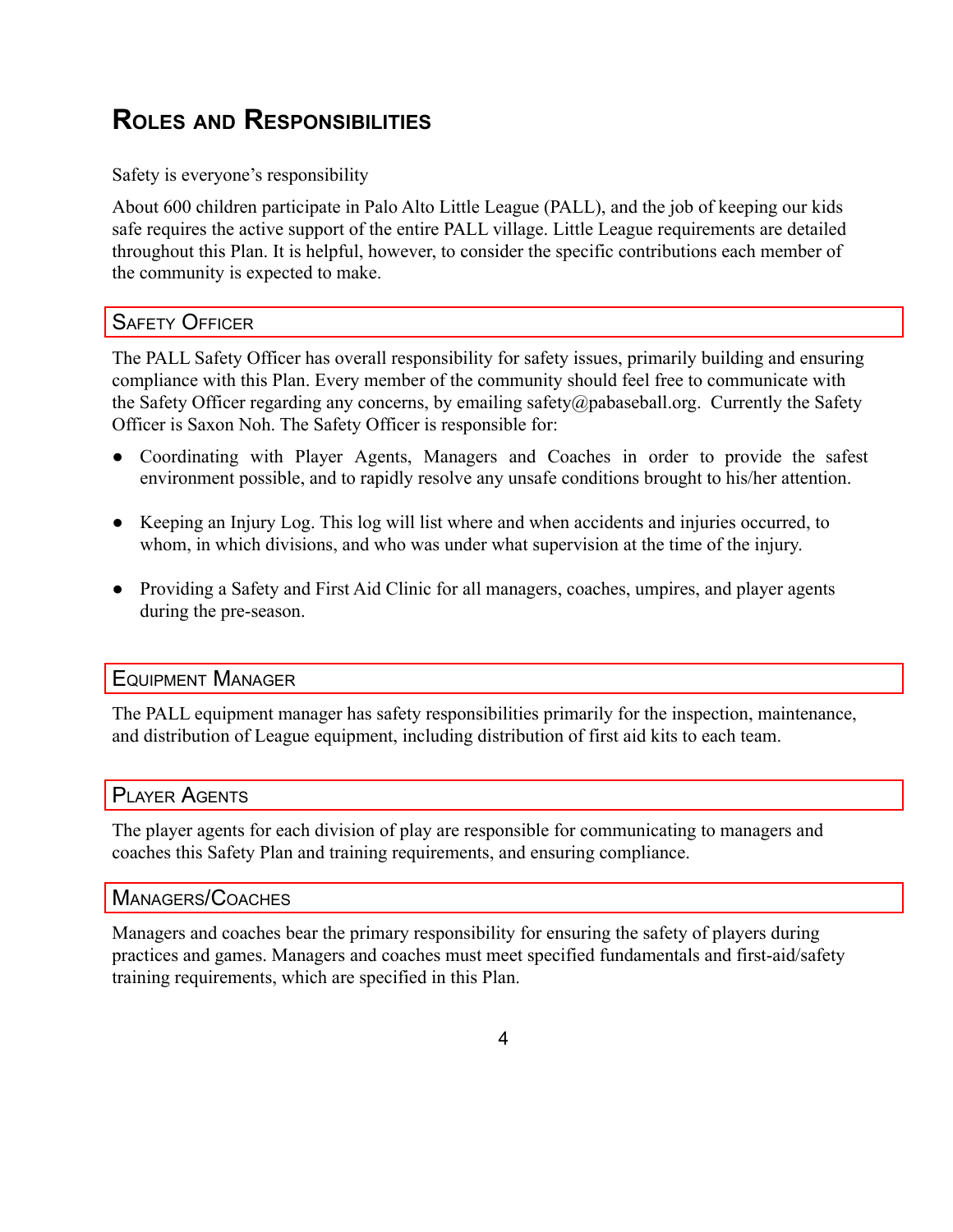# Roles and Responsibilities

Safety is everyone's responsibility

About 600 children participate in Palo Alto Little League (PALL), and the job of keeping our kids safe requires the active support of the entire PALL village. Little League requirements are detailed throughout this Plan. It is helpful, however, to consider the specific contributions each member of the community is expected to make.

## Safety Officer

The PALL Safety Officer has overall responsibility for safety issues, primarily building and ensuring compliance with this Plan. Every member of the community should feel free to communicate with the Safety Officer regarding any concerns, by emailing safety@pabaseball.org. Currently the Safety Officer is Saxon Noh. The Safety Officer is responsible for:

- Coordinating with Player Agents, Managers and Coaches in order to provide the safest environment possible, and to rapidly resolve any unsafe conditions brought to his/her attention.
- Keeping an Injury Log. This log will list where and when accidents and injuries occurred, to whom, in which divisions, and who was under what supervision at the time of the injury.
- Providing a Safety and First Aid Clinic for all managers, coaches, umpires, and player agents during the pre-season.

## Equipment Manager

The PALL equipment manager has safety responsibilities primarily for the inspection, maintenance, and distribution of League equipment, including distribution of first aid kits to each team.

## Player Agents

The player agents for each division of play are responsible for communicating to managers and coaches this Safety Plan and training requirements, and ensuring compliance.

## Managers/Coaches

Managers and coaches bear the primary responsibility for ensuring the safety of players during practices and games. Managers and coaches must meet specified fundamentals and first-aid/safety training requirements, which are specified in this Plan.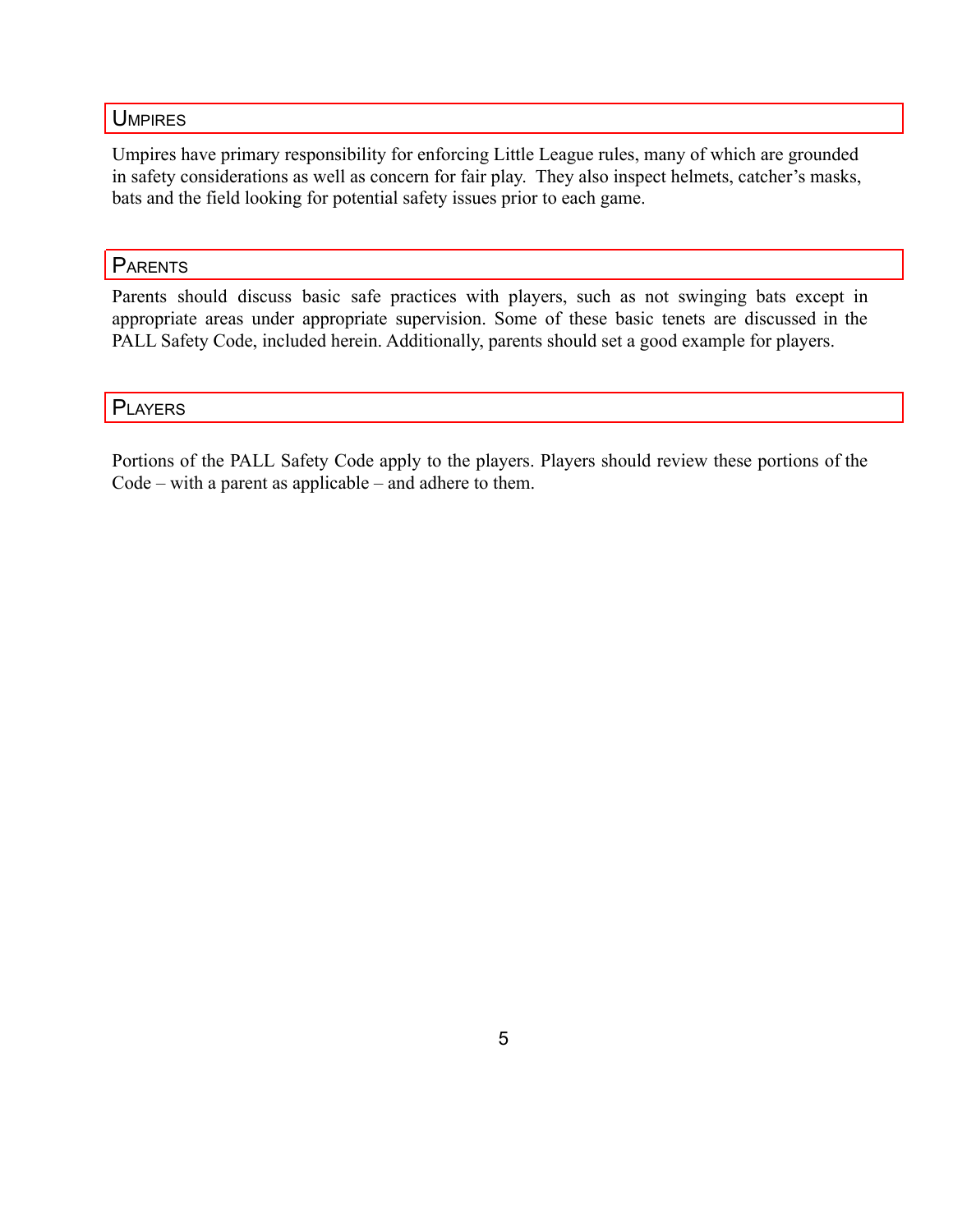## Umpires

Umpires have primary responsibility for enforcing Little League rules, many of which are grounded in safety considerations as well as concern for fair play. They also inspect helmets, catcher's masks, bats and the field looking for potential safety issues prior to each game.

## Parents

Parents should discuss basic safe practices with players, such as not swinging bats except in appropriate areas under appropriate supervision. Some of these basic tenets are discussed in the PALL Safety Code, included herein. Additionally, parents should set a good example for players.

## Players

Portions of the PALL Safety Code apply to the players. Players should review these portions of the Code – with a parent as applicable – and adhere to them.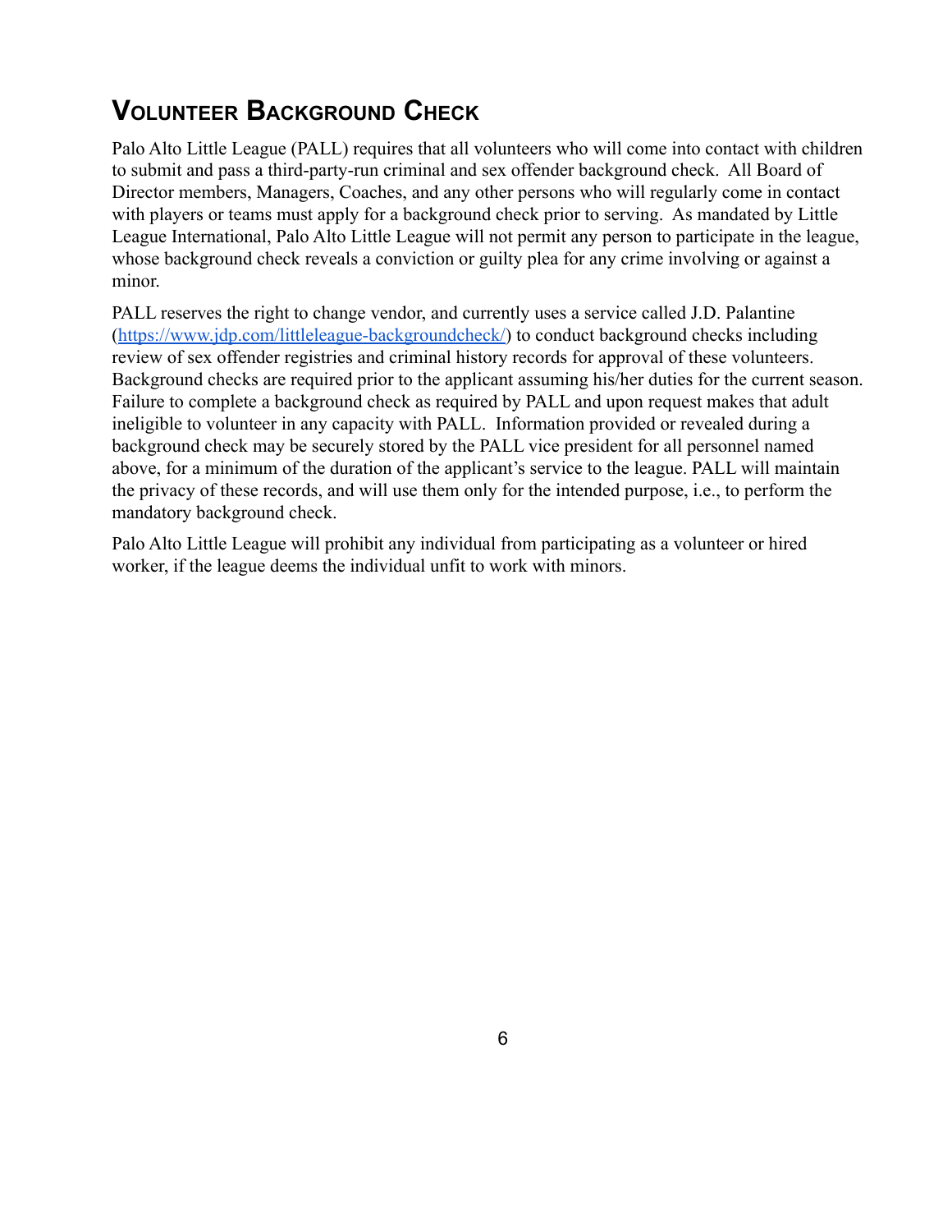## Volunteer Background Check

Palo Alto Little League (PALL) requires that all volunteers who will come into contact with children to submit and pass a third-party-run criminal and sex offender background check. All Board of Director members, Managers, Coaches, and any other persons who will regularly come in contact with players or teams must apply for a background check prior to serving. As mandated by Little League International, Palo Alto Little League will not permit any person to participate in the league, whose background check reveals a conviction or guilty plea for any crime involving or against a minor.

PALL reserves the right to change vendor, and currently uses a service called J.D. Palantine ([https://www.jdp.com/littleleague-backgroundcheck/](https://www.jdp.com/littleleague-backgroundcheck/)) to conduct background checks including review of sex offender registries and criminal history records for approval of these volunteers. Background checks are required prior to the applicant assuming his/her duties for the current season. Failure to complete a background check as required by PALL and upon request makes that adult ineligible to volunteer in any capacity with PALL. Information provided or revealed during a background check may be securely stored by the PALL vice president for all personnel named above, for a minimum of the duration of the applicant's service to the league. PALL will maintain the privacy of these records, and will use them only for the intended purpose, i.e., to perform the mandatory background check.

Palo Alto Little League will prohibit any individual from participating as a volunteer or hired worker, if the league deems the individual unfit to work with minors.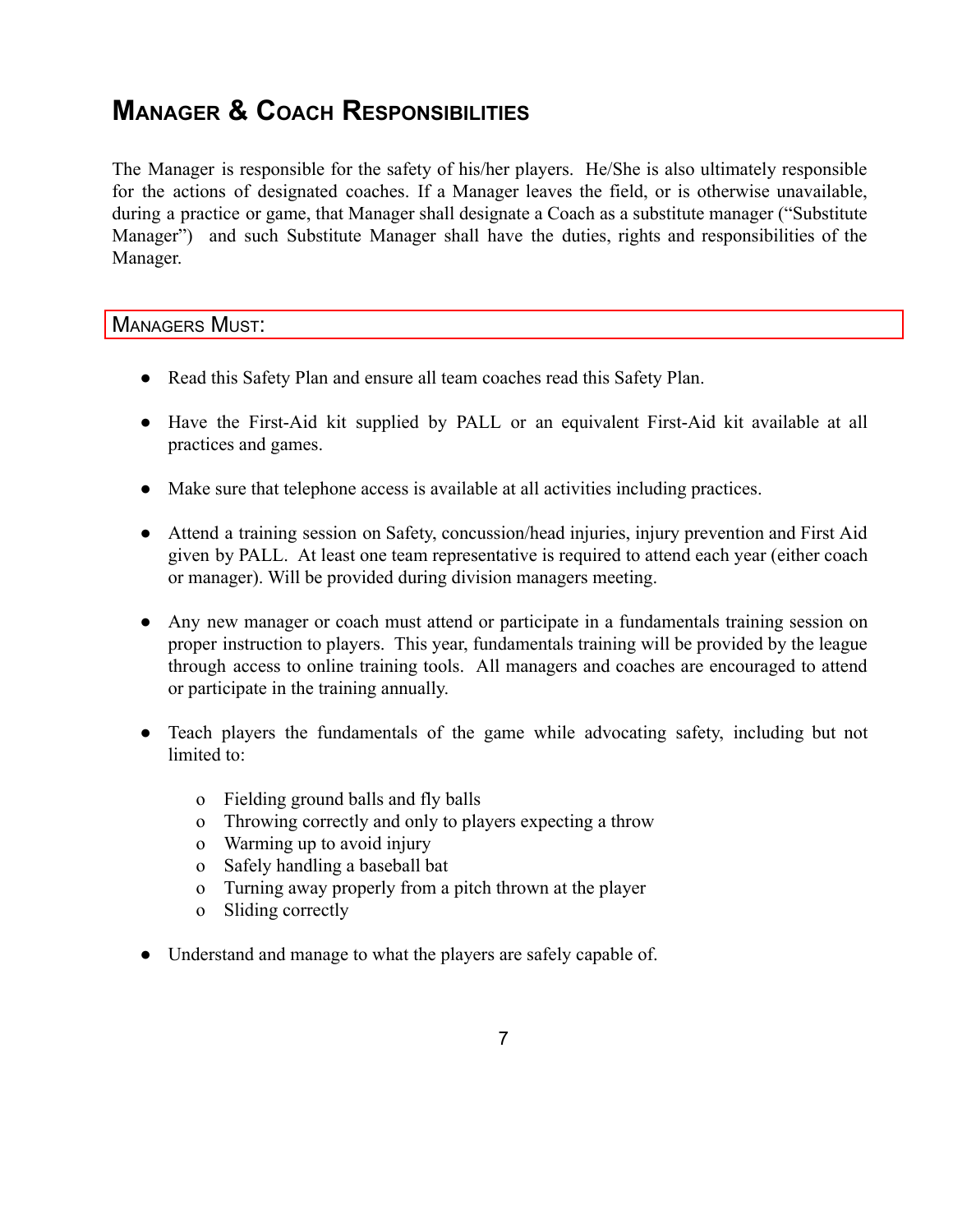## Manager & Coach Responsibilities

The Manager is responsible for the safety of his/her players. He/She is also ultimately responsible for the actions of designated coaches. If a Manager leaves the field, or is otherwise unavailable, during a practice or game, that Manager shall designate a Coach as a substitute manager ("Substitute Manager") and such Substitute Manager shall have the duties, rights and responsibilities of the Manager.

### Managers Must:

- Read this Safety Plan and ensure all team coaches read this Safety Plan.
- Have the First-Aid kit supplied by PALL or an equivalent First-Aid kit available at all practices and games.
- Make sure that telephone access is available at all activities including practices.
- Attend a training session on Safety, concussion/head injuries, injury prevention and First Aid given by PALL. At least one team representative is required to attend each year (either coach or manager). Will be provided during division managers meeting.
- Any new manager or coach must attend or participate in a fundamentals training session on proper instruction to players. This year, fundamentals training will be provided by the league through access to online training tools. All managers and coaches are encouraged to attend or participate in the training annually.
- Teach players the fundamentals of the game while advocating safety, including but not limited to:
  - Fielding ground balls and fly balls
  - Throwing correctly and only to players expecting a throw
  - Warming up to avoid injury
  - Safely handling a baseball bat
  - Turning away properly from a pitch thrown at the player
  - Sliding correctly
- Understand and manage to what the players are safely capable of.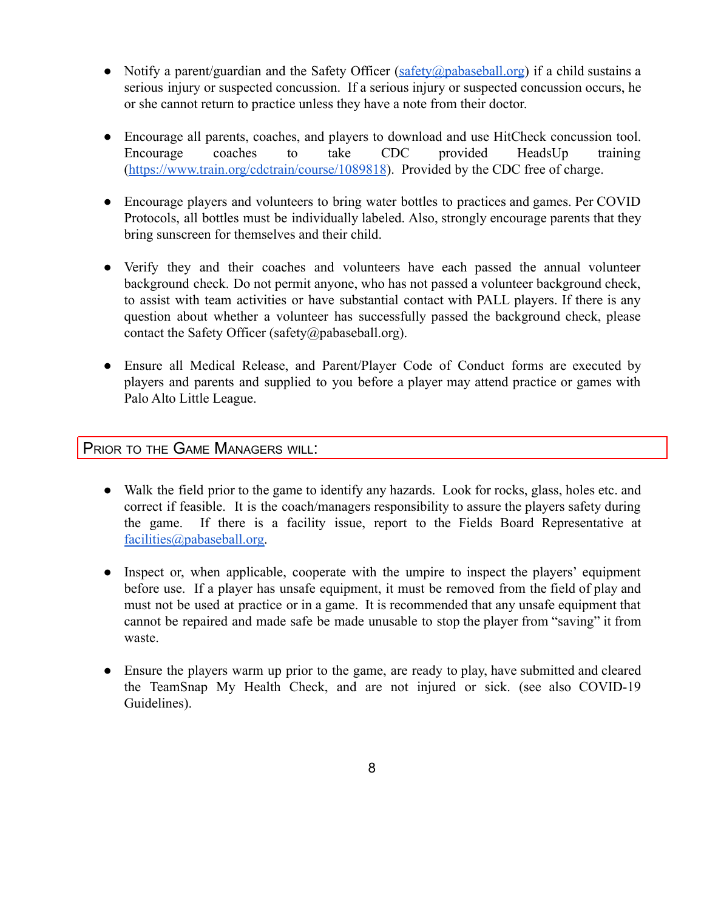- Notify a parent/guardian and the Safety Officer (safety@pabaseball.org) if a child sustains a serious injury or suspected concussion. If a serious injury or suspected concussion occurs, he or she cannot return to practice unless they have a note from their doctor.

- Encourage all parents, coaches, and players to download and use HitCheck concussion tool. Encourage coaches to take CDC provided HeadsUp training (https://www.train.org/cdctrain/course/1089818). Provided by the CDC free of charge.

- Encourage players and volunteers to bring water bottles to practices and games. Per COVID Protocols, all bottles must be individually labeled. Also, strongly encourage parents that they bring sunscreen for themselves and their child.

- Verify they and their coaches and volunteers have each passed the annual volunteer background check. Do not permit anyone, who has not passed a volunteer background check, to assist with team activities or have substantial contact with PALL players. If there is any question about whether a volunteer has successfully passed the background check, please contact the Safety Officer (safety@pabaseball.org).

- Ensure all Medical Release, and Parent/Player Code of Conduct forms are executed by players and parents and supplied to you before a player may attend practice or games with Palo Alto Little League.

## Prior to the Game Managers will:

- Walk the field prior to the game to identify any hazards. Look for rocks, glass, holes etc. and correct if feasible. It is the coach/managers responsibility to assure the players safety during the game. If there is a facility issue, report to the Fields Board Representative at facilities@pabaseball.org.

- Inspect or, when applicable, cooperate with the umpire to inspect the players' equipment before use. If a player has unsafe equipment, it must be removed from the field of play and must not be used at practice or in a game. It is recommended that any unsafe equipment that cannot be repaired and made safe be made unusable to stop the player from "saving" it from waste.

- Ensure the players warm up prior to the game, are ready to play, have submitted and cleared the TeamSnap My Health Check, and are not injured or sick. (see also COVID-19 Guidelines).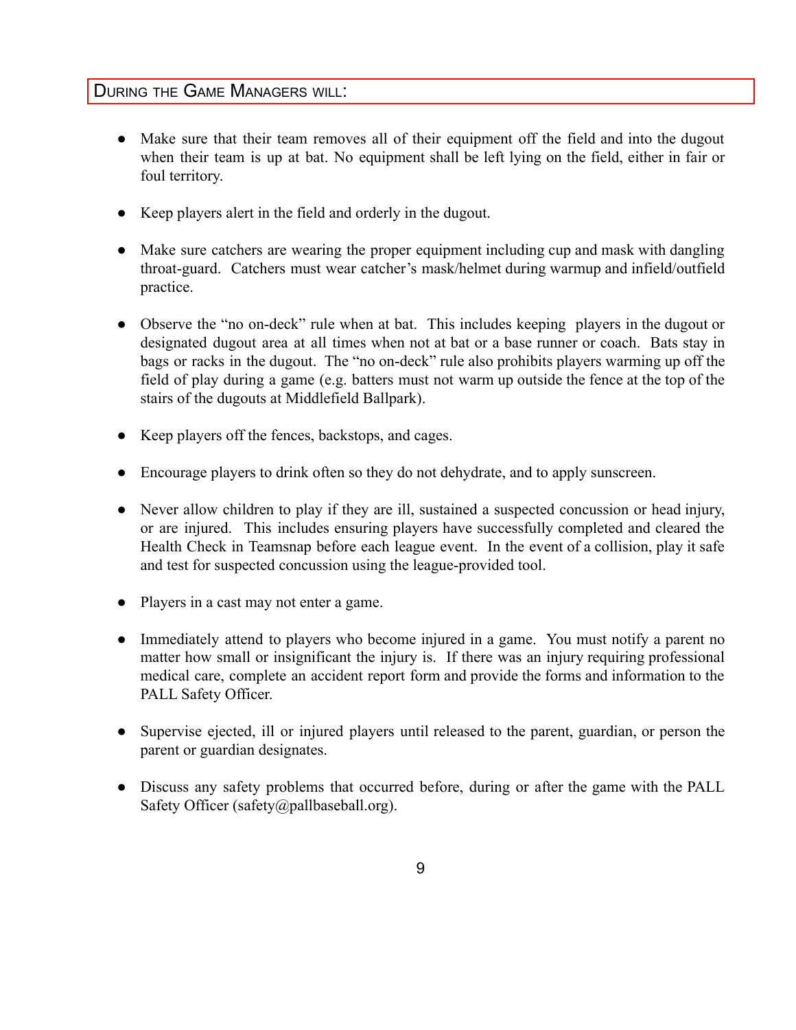## During the Game Managers will:

- Make sure that their team removes all of their equipment off the field and into the dugout when their team is up at bat. No equipment shall be left lying on the field, either in fair or foul territory.
- Keep players alert in the field and orderly in the dugout.
- Make sure catchers are wearing the proper equipment including cup and mask with dangling throat-guard. Catchers must wear catcher's mask/helmet during warmup and infield/outfield practice.
- Observe the "no on-deck" rule when at bat. This includes keeping players in the dugout or designated dugout area at all times when not at bat or a base runner or coach. Bats stay in bags or racks in the dugout. The "no on-deck" rule also prohibits players warming up off the field of play during a game (e.g. batters must not warm up outside the fence at the top of the stairs of the dugouts at Middlefield Ballpark).
- Keep players off the fences, backstops, and cages.
- Encourage players to drink often so they do not dehydrate, and to apply sunscreen.
- Never allow children to play if they are ill, sustained a suspected concussion or head injury, or are injured. This includes ensuring players have successfully completed and cleared the Health Check in Teamsnap before each league event. In the event of a collision, play it safe and test for suspected concussion using the league-provided tool.
- Players in a cast may not enter a game.
- Immediately attend to players who become injured in a game. You must notify a parent no matter how small or insignificant the injury is. If there was an injury requiring professional medical care, complete an accident report form and provide the forms and information to the PALL Safety Officer.
- Supervise ejected, ill or injured players until released to the parent, guardian, or person the parent or guardian designates.
- Discuss any safety problems that occurred before, during or after the game with the PALL Safety Officer (safety@pallbaseball.org).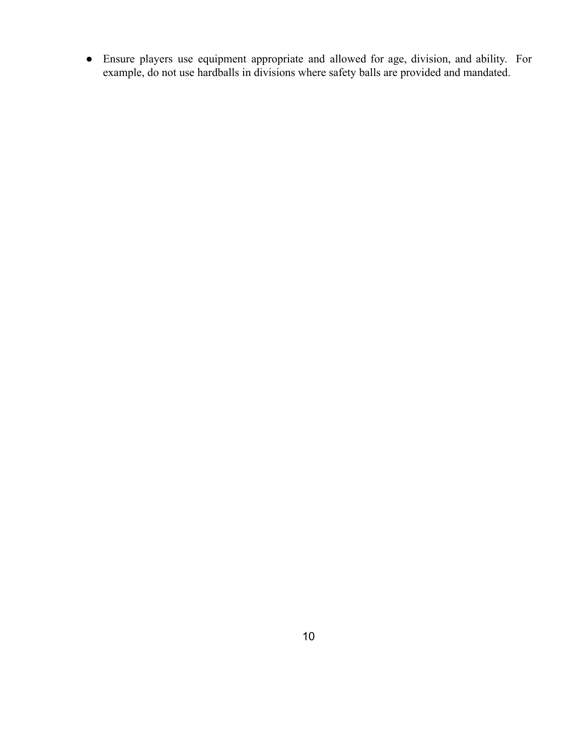- Ensure players use equipment appropriate and allowed for age, division, and ability. For example, do not use hardballs in divisions where safety balls are provided and mandated.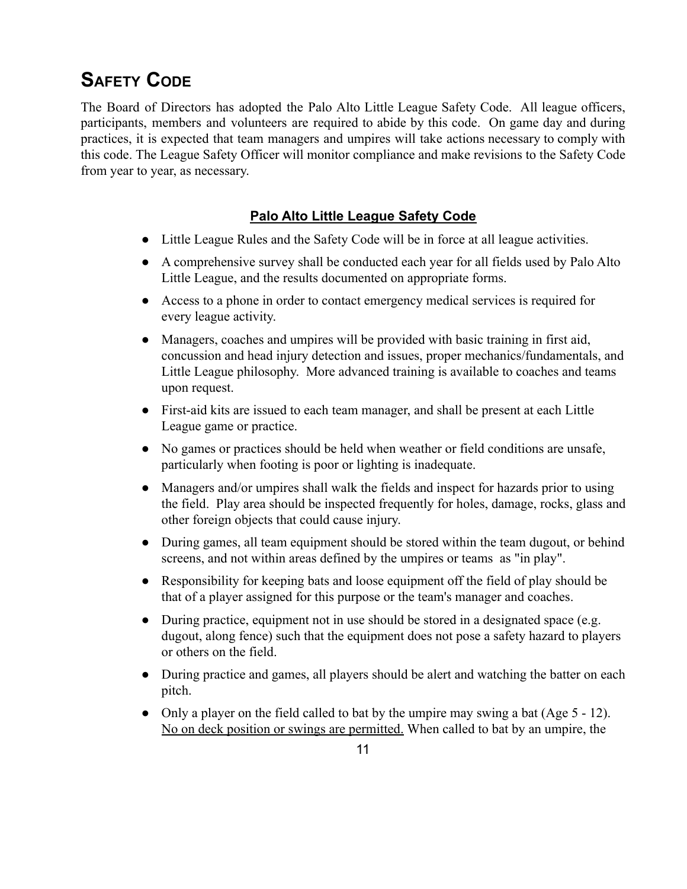# SAFETY CODE

The Board of Directors has adopted the Palo Alto Little League Safety Code. All league officers, participants, members and volunteers are required to abide by this code. On game day and during practices, it is expected that team managers and umpires will take actions necessary to comply with this code. The League Safety Officer will monitor compliance and make revisions to the Safety Code from year to year, as necessary.

## Palo Alto Little League Safety Code

- Little League Rules and the Safety Code will be in force at all league activities.
- A comprehensive survey shall be conducted each year for all fields used by Palo Alto Little League, and the results documented on appropriate forms.
- Access to a phone in order to contact emergency medical services is required for every league activity.
- Managers, coaches and umpires will be provided with basic training in first aid, concussion and head injury detection and issues, proper mechanics/fundamentals, and Little League philosophy. More advanced training is available to coaches and teams upon request.
- First-aid kits are issued to each team manager, and shall be present at each Little League game or practice.
- No games or practices should be held when weather or field conditions are unsafe, particularly when footing is poor or lighting is inadequate.
- Managers and/or umpires shall walk the fields and inspect for hazards prior to using the field. Play area should be inspected frequently for holes, damage, rocks, glass and other foreign objects that could cause injury.
- During games, all team equipment should be stored within the team dugout, or behind screens, and not within areas defined by the umpires or teams as "in play".
- Responsibility for keeping bats and loose equipment off the field of play should be that of a player assigned for this purpose or the team's manager and coaches.
- During practice, equipment not in use should be stored in a designated space (e.g. dugout, along fence) such that the equipment does not pose a safety hazard to players or others on the field.
- During practice and games, all players should be alert and watching the batter on each pitch.
- Only a player on the field called to bat by the umpire may swing a bat (Age 5 - 12). No on deck position or swings are permitted. When called to bat by an umpire, the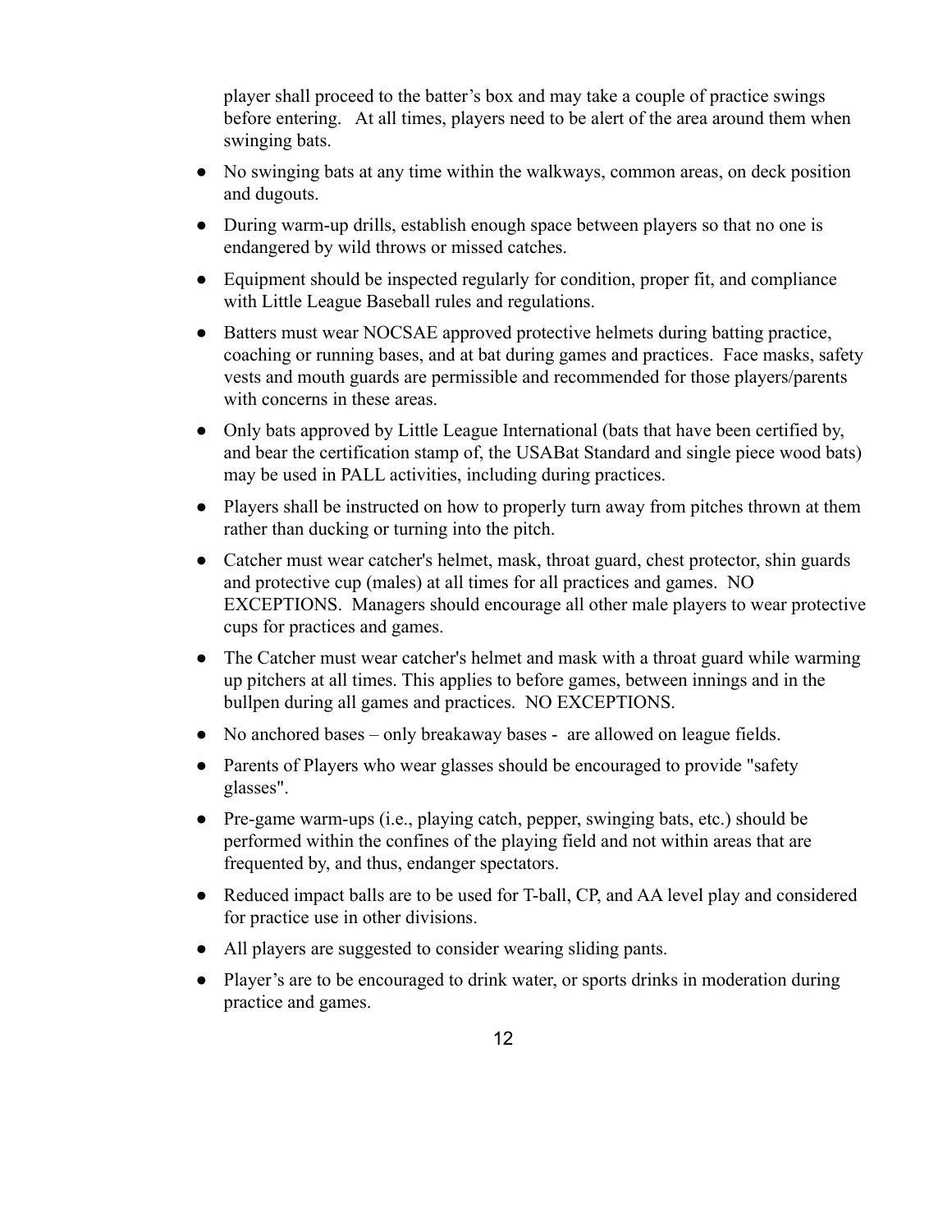player shall proceed to the batter's box and may take a couple of practice swings before entering. At all times, players need to be alert of the area around them when swinging bats.

- No swinging bats at any time within the walkways, common areas, on deck position and dugouts.
- During warm-up drills, establish enough space between players so that no one is endangered by wild throws or missed catches.
- Equipment should be inspected regularly for condition, proper fit, and compliance with Little League Baseball rules and regulations.
- Batters must wear NOCSAE approved protective helmets during batting practice, coaching or running bases, and at bat during games and practices. Face masks, safety vests and mouth guards are permissible and recommended for those players/parents with concerns in these areas.
- Only bats approved by Little League International (bats that have been certified by, and bear the certification stamp of, the USABat Standard and single piece wood bats) may be used in PALL activities, including during practices.
- Players shall be instructed on how to properly turn away from pitches thrown at them rather than ducking or turning into the pitch.
- Catcher must wear catcher's helmet, mask, throat guard, chest protector, shin guards and protective cup (males) at all times for all practices and games. NO EXCEPTIONS. Managers should encourage all other male players to wear protective cups for practices and games.
- The Catcher must wear catcher's helmet and mask with a throat guard while warming up pitchers at all times. This applies to before games, between innings and in the bullpen during all games and practices. NO EXCEPTIONS.
- No anchored bases – only breakaway bases - are allowed on league fields.
- Parents of Players who wear glasses should be encouraged to provide "safety glasses".
- Pre-game warm-ups (i.e., playing catch, pepper, swinging bats, etc.) should be performed within the confines of the playing field and not within areas that are frequented by, and thus, endanger spectators.
- Reduced impact balls are to be used for T-ball, CP, and AA level play and considered for practice use in other divisions.
- All players are suggested to consider wearing sliding pants.
- Player's are to be encouraged to drink water, or sports drinks in moderation during practice and games.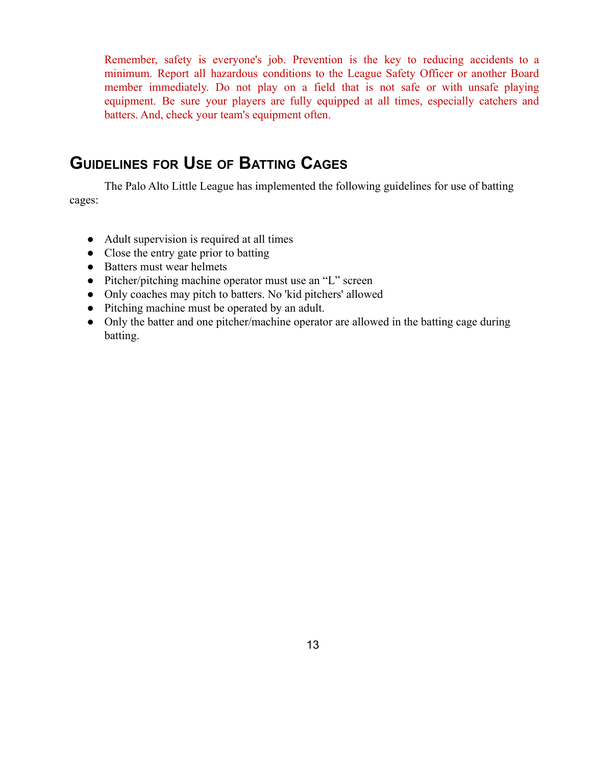Remember, safety is everyone's job. Prevention is the key to reducing accidents to a minimum. Report all hazardous conditions to the League Safety Officer or another Board member immediately. Do not play on a field that is not safe or with unsafe playing equipment. Be sure your players are fully equipped at all times, especially catchers and batters. And, check your team's equipment often.

## Guidelines for Use of Batting Cages

The Palo Alto Little League has implemented the following guidelines for use of batting cages:

- Adult supervision is required at all times
- Close the entry gate prior to batting
- Batters must wear helmets
- Pitcher/pitching machine operator must use an "L" screen
- Only coaches may pitch to batters. No 'kid pitchers' allowed
- Pitching machine must be operated by an adult.
- Only the batter and one pitcher/machine operator are allowed in the batting cage during batting.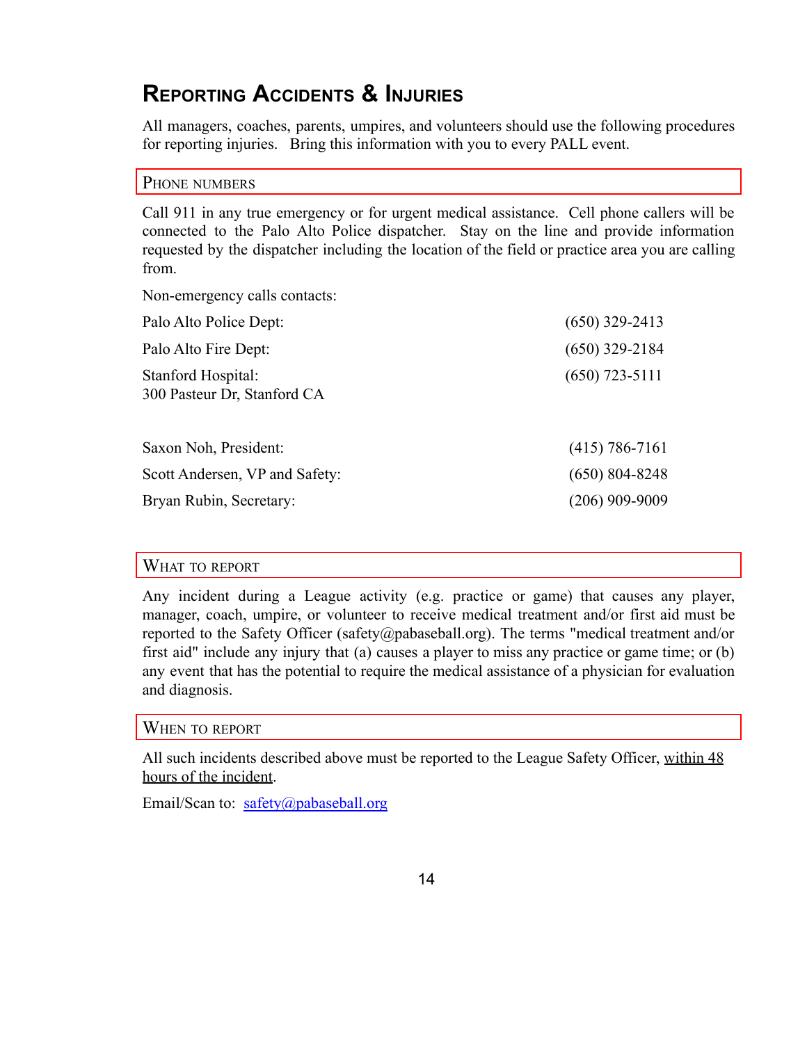## Reporting Accidents & Injuries

All managers, coaches, parents, umpires, and volunteers should use the following procedures for reporting injuries. Bring this information with you to every PALL event.

### Phone numbers

Call 911 in any true emergency or for urgent medical assistance. Cell phone callers will be connected to the Palo Alto Police dispatcher. Stay on the line and provide information requested by the dispatcher including the location of the field or practice area you are calling from.

Non-emergency calls contacts:

| | |
|---|---|
| Palo Alto Police Dept: | (650) 329-2413 |
| Palo Alto Fire Dept: | (650) 329-2184 |
| Stanford Hospital:<br>300 Pasteur Dr, Stanford CA | (650) 723-5111 |

| | |
|---|---|
| Saxon Noh, President: | (415) 786-7161 |
| Scott Andersen, VP and Safety: | (650) 804-8248 |
| Bryan Rubin, Secretary: | (206) 909-9009 |

### What to report

Any incident during a League activity (e.g. practice or game) that causes any player, manager, coach, umpire, or volunteer to receive medical treatment and/or first aid must be reported to the Safety Officer (safety@pabaseball.org). The terms "medical treatment and/or first aid" include any injury that (a) causes a player to miss any practice or game time; or (b) any event that has the potential to require the medical assistance of a physician for evaluation and diagnosis.

### When to report

All such incidents described above must be reported to the League Safety Officer, <u>within 48 hours of the incident</u>.

Email/Scan to: [safety@pabaseball.org](mailto:safety@pabaseball.org)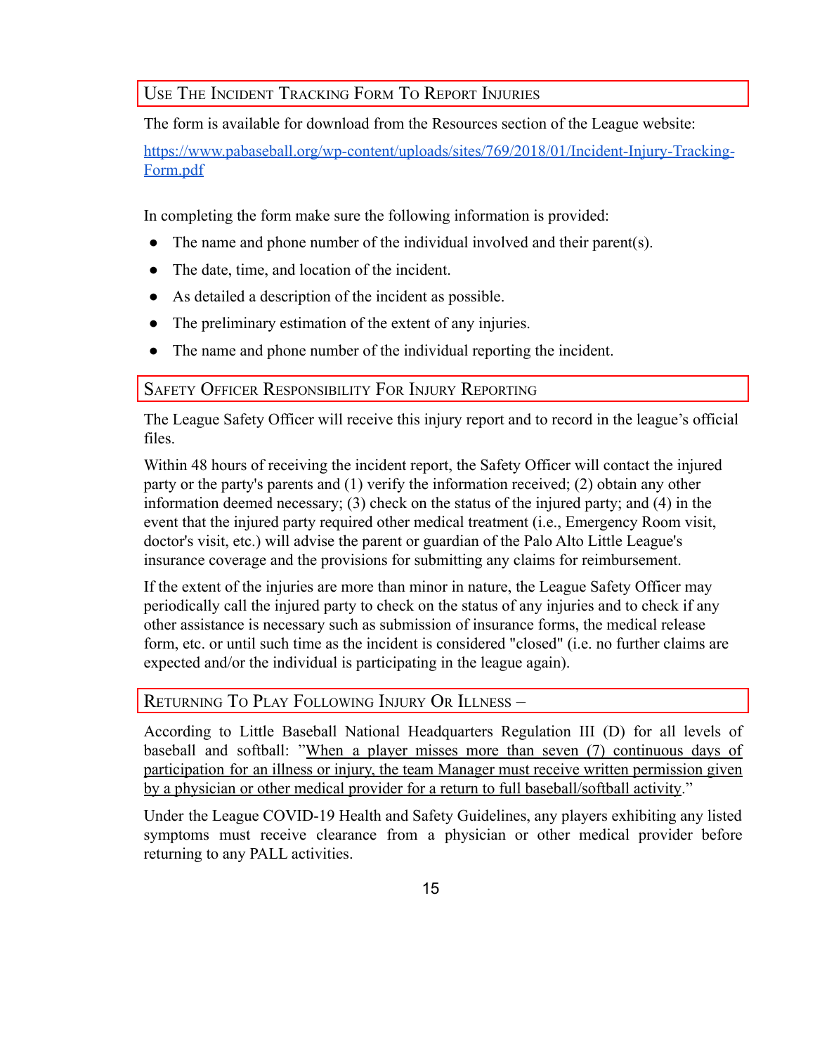## Use The Incident Tracking Form To Report Injuries

The form is available for download from the Resources section of the League website:

[https://www.pabaseball.org/wp-content/uploads/sites/769/2018/01/Incident-Injury-Tracking-Form.pdf](https://www.pabaseball.org/wp-content/uploads/sites/769/2018/01/Incident-Injury-Tracking-Form.pdf)

In completing the form make sure the following information is provided:

- The name and phone number of the individual involved and their parent(s).
- The date, time, and location of the incident.
- As detailed a description of the incident as possible.
- The preliminary estimation of the extent of any injuries.
- The name and phone number of the individual reporting the incident.

## Safety Officer Responsibility For Injury Reporting

The League Safety Officer will receive this injury report and to record in the league's official files.

Within 48 hours of receiving the incident report, the Safety Officer will contact the injured party or the party's parents and (1) verify the information received; (2) obtain any other information deemed necessary; (3) check on the status of the injured party; and (4) in the event that the injured party required other medical treatment (i.e., Emergency Room visit, doctor's visit, etc.) will advise the parent or guardian of the Palo Alto Little League's insurance coverage and the provisions for submitting any claims for reimbursement.

If the extent of the injuries are more than minor in nature, the League Safety Officer may periodically call the injured party to check on the status of any injuries and to check if any other assistance is necessary such as submission of insurance forms, the medical release form, etc. or until such time as the incident is considered "closed" (i.e. no further claims are expected and/or the individual is participating in the league again).

## Returning To Play Following Injury Or Illness –

According to Little Baseball National Headquarters Regulation III (D) for all levels of baseball and softball: "<u>When a player misses more than seven (7) continuous days of participation for an illness or injury, the team Manager must receive written permission given by a physician or other medical provider for a return to full baseball/softball activity</u>."

Under the League COVID-19 Health and Safety Guidelines, any players exhibiting any listed symptoms must receive clearance from a physician or other medical provider before returning to any PALL activities.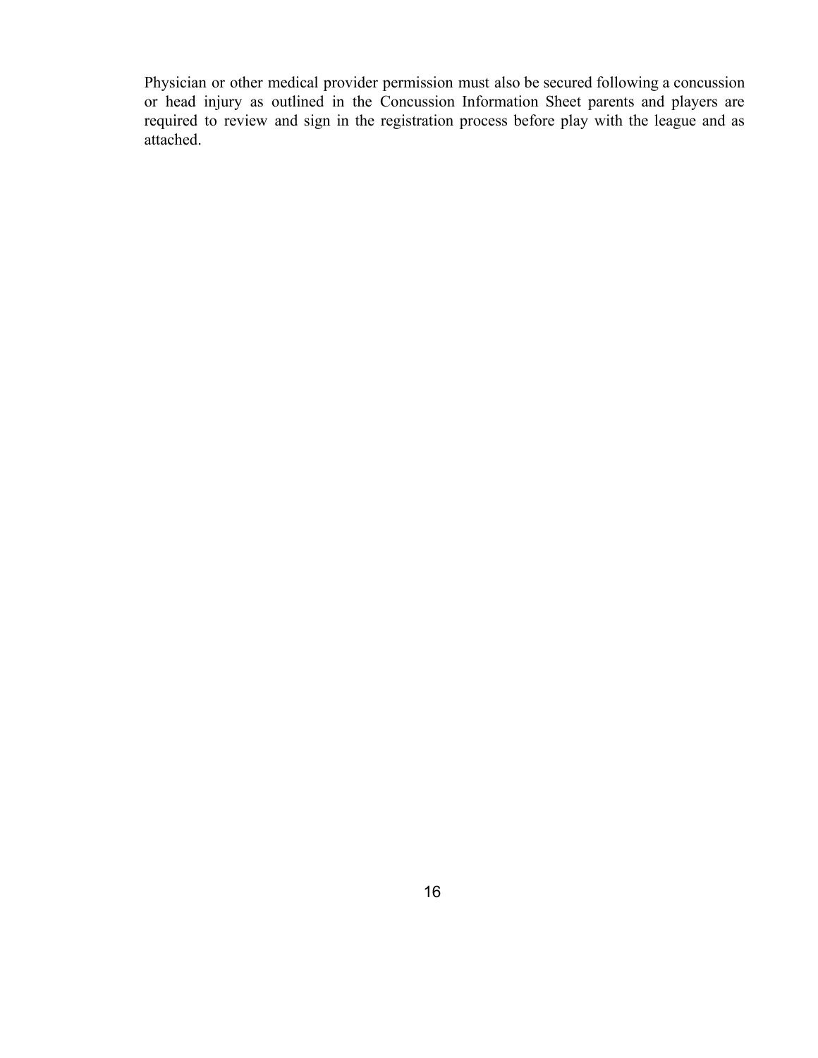Physician or other medical provider permission must also be secured following a concussion or head injury as outlined in the Concussion Information Sheet parents and players are required to review and sign in the registration process before play with the league and as attached.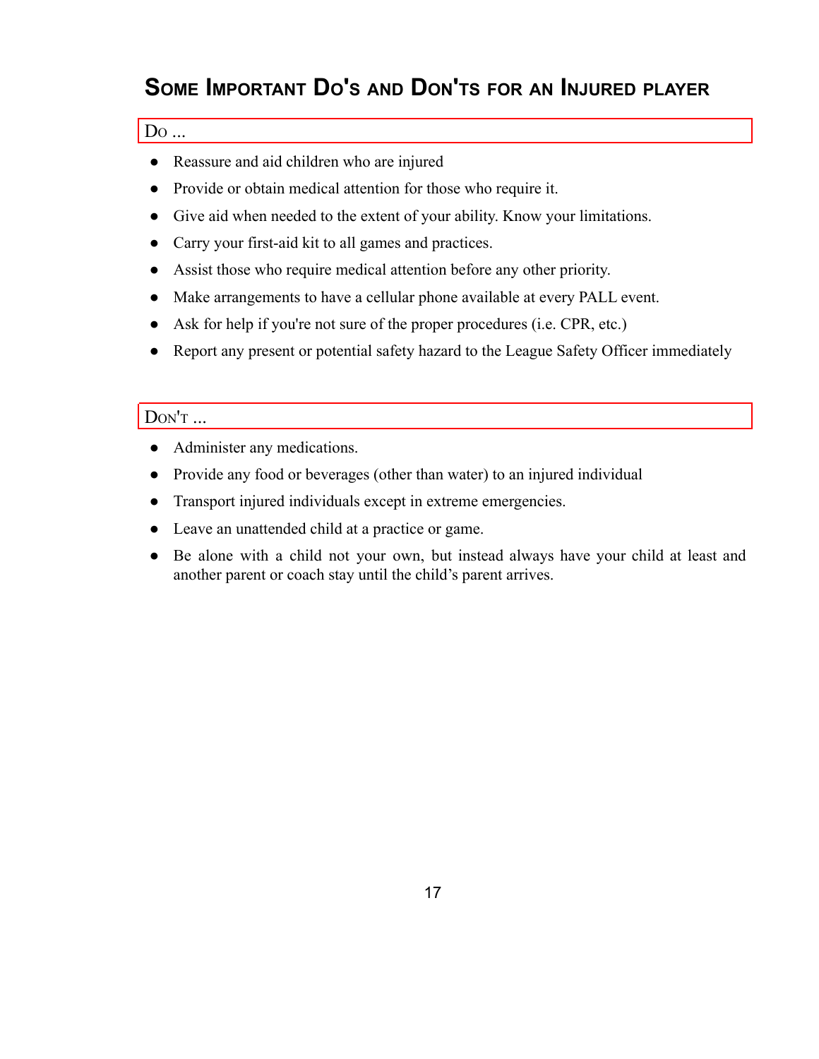## Some Important Do's and Don'ts for an Injured player

### Do ...

- Reassure and aid children who are injured
- Provide or obtain medical attention for those who require it.
- Give aid when needed to the extent of your ability. Know your limitations.
- Carry your first-aid kit to all games and practices.
- Assist those who require medical attention before any other priority.
- Make arrangements to have a cellular phone available at every PALL event.
- Ask for help if you're not sure of the proper procedures (i.e. CPR, etc.)
- Report any present or potential safety hazard to the League Safety Officer immediately

### Don't ...

- Administer any medications.
- Provide any food or beverages (other than water) to an injured individual
- Transport injured individuals except in extreme emergencies.
- Leave an unattended child at a practice or game.
- Be alone with a child not your own, but instead always have your child at least and another parent or coach stay until the child's parent arrives.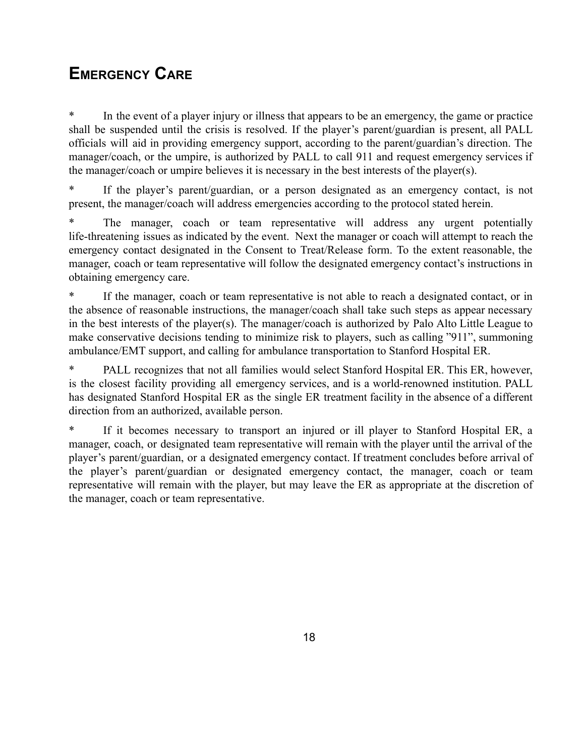# EMERGENCY CARE

* In the event of a player injury or illness that appears to be an emergency, the game or practice shall be suspended until the crisis is resolved. If the player's parent/guardian is present, all PALL officials will aid in providing emergency support, according to the parent/guardian's direction. The manager/coach, or the umpire, is authorized by PALL to call 911 and request emergency services if the manager/coach or umpire believes it is necessary in the best interests of the player(s).

* If the player's parent/guardian, or a person designated as an emergency contact, is not present, the manager/coach will address emergencies according to the protocol stated herein.

* The manager, coach or team representative will address any urgent potentially life-threatening issues as indicated by the event. Next the manager or coach will attempt to reach the emergency contact designated in the Consent to Treat/Release form. To the extent reasonable, the manager, coach or team representative will follow the designated emergency contact's instructions in obtaining emergency care.

* If the manager, coach or team representative is not able to reach a designated contact, or in the absence of reasonable instructions, the manager/coach shall take such steps as appear necessary in the best interests of the player(s). The manager/coach is authorized by Palo Alto Little League to make conservative decisions tending to minimize risk to players, such as calling "911", summoning ambulance/EMT support, and calling for ambulance transportation to Stanford Hospital ER.

* PALL recognizes that not all families would select Stanford Hospital ER. This ER, however, is the closest facility providing all emergency services, and is a world-renowned institution. PALL has designated Stanford Hospital ER as the single ER treatment facility in the absence of a different direction from an authorized, available person.

* If it becomes necessary to transport an injured or ill player to Stanford Hospital ER, a manager, coach, or designated team representative will remain with the player until the arrival of the player's parent/guardian, or a designated emergency contact. If treatment concludes before arrival of the player's parent/guardian or designated emergency contact, the manager, coach or team representative will remain with the player, but may leave the ER as appropriate at the discretion of the manager, coach or team representative.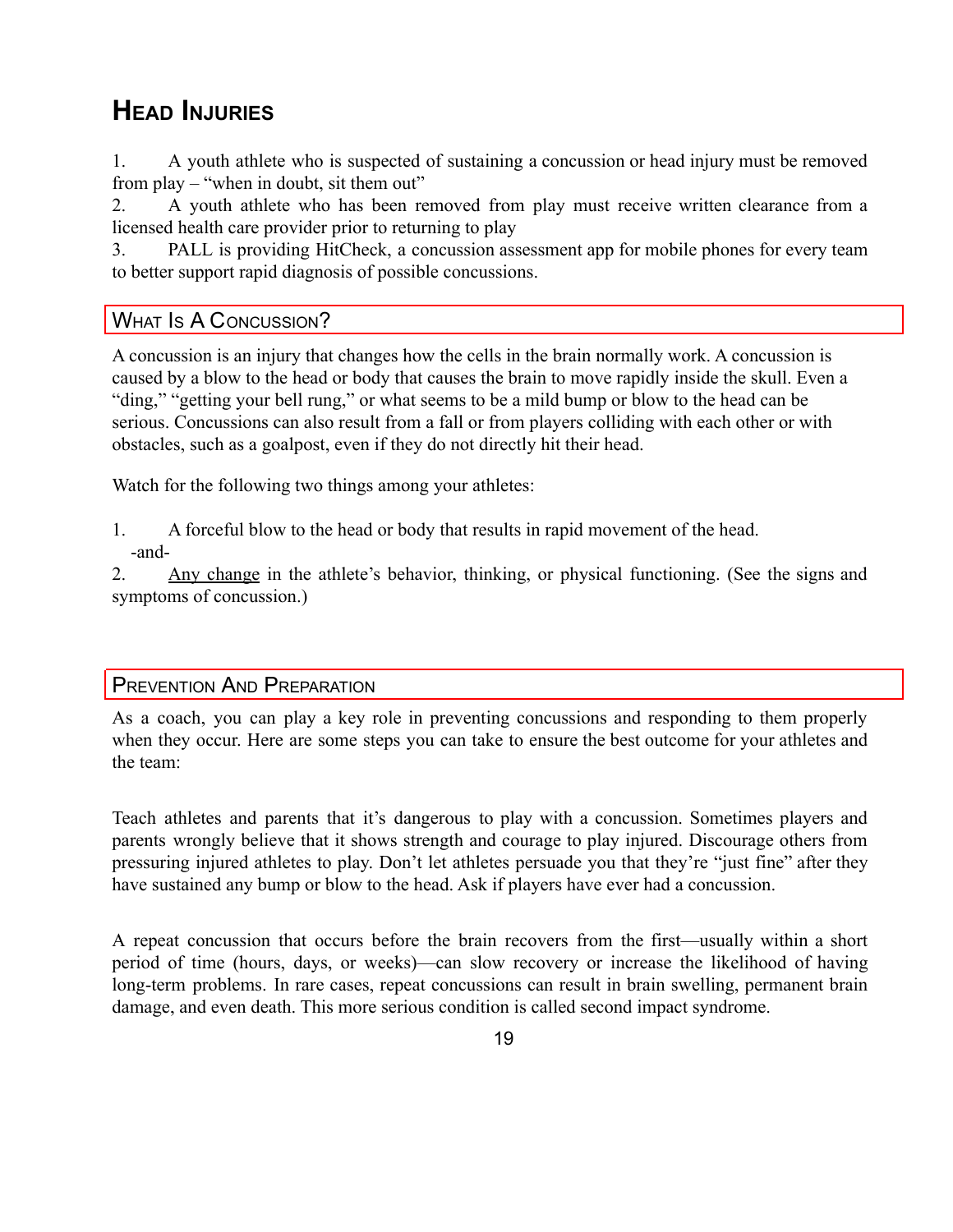## Head Injuries

1. A youth athlete who is suspected of sustaining a concussion or head injury must be removed from play – "when in doubt, sit them out"
2. A youth athlete who has been removed from play must receive written clearance from a licensed health care provider prior to returning to play
3. PALL is providing HitCheck, a concussion assessment app for mobile phones for every team to better support rapid diagnosis of possible concussions.

### What Is A Concussion?

A concussion is an injury that changes how the cells in the brain normally work. A concussion is caused by a blow to the head or body that causes the brain to move rapidly inside the skull. Even a "ding," "getting your bell rung," or what seems to be a mild bump or blow to the head can be serious. Concussions can also result from a fall or from players colliding with each other or with obstacles, such as a goalpost, even if they do not directly hit their head.

Watch for the following two things among your athletes:

1. A forceful blow to the head or body that results in rapid movement of the head.

   -and-

2. <u>Any change</u> in the athlete's behavior, thinking, or physical functioning. (See the signs and symptoms of concussion.)

### Prevention And Preparation

As a coach, you can play a key role in preventing concussions and responding to them properly when they occur. Here are some steps you can take to ensure the best outcome for your athletes and the team:

Teach athletes and parents that it's dangerous to play with a concussion. Sometimes players and parents wrongly believe that it shows strength and courage to play injured. Discourage others from pressuring injured athletes to play. Don't let athletes persuade you that they're "just fine" after they have sustained any bump or blow to the head. Ask if players have ever had a concussion.

A repeat concussion that occurs before the brain recovers from the first—usually within a short period of time (hours, days, or weeks)—can slow recovery or increase the likelihood of having long-term problems. In rare cases, repeat concussions can result in brain swelling, permanent brain damage, and even death. This more serious condition is called second impact syndrome.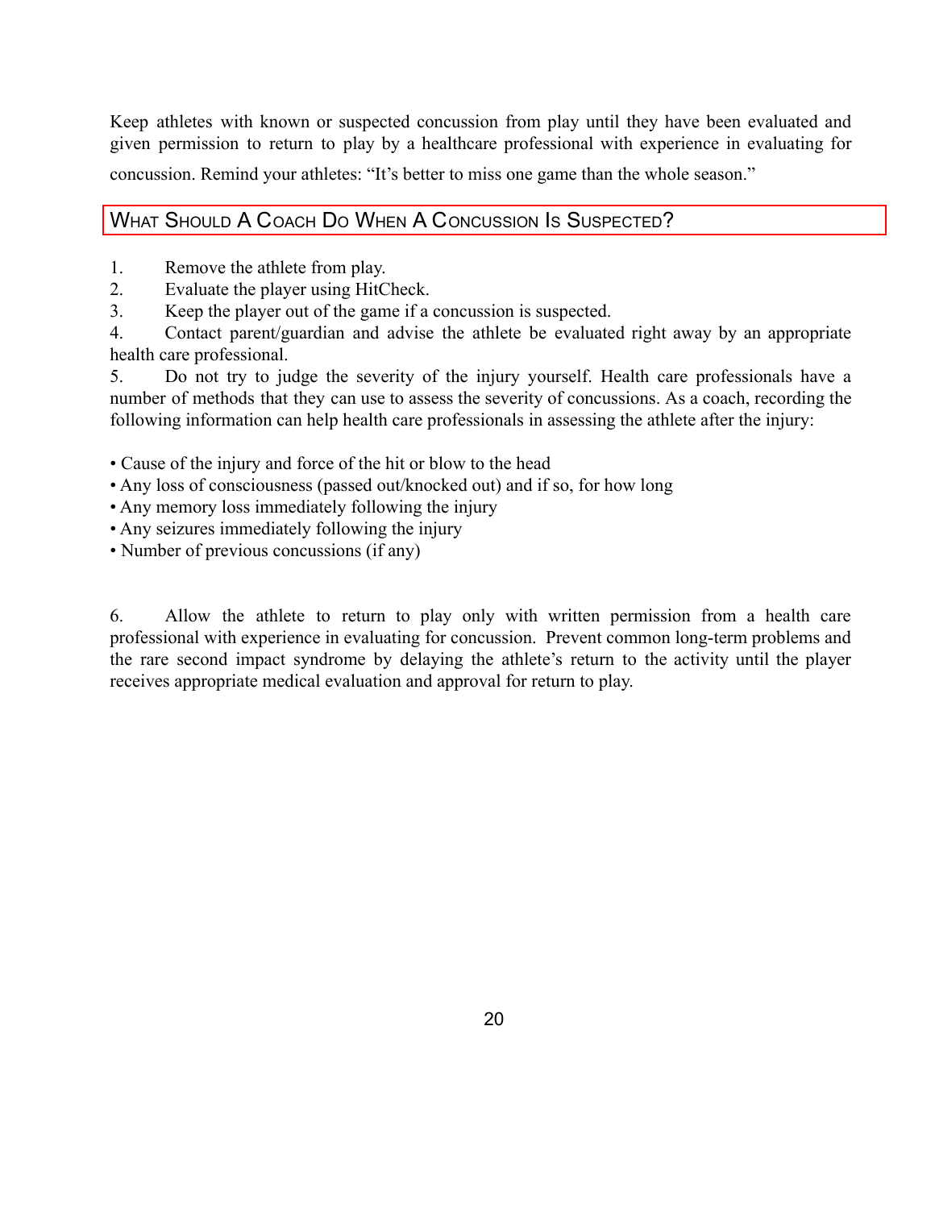Keep athletes with known or suspected concussion from play until they have been evaluated and given permission to return to play by a healthcare professional with experience in evaluating for concussion. Remind your athletes: "It's better to miss one game than the whole season."

## What Should A Coach Do When A Concussion Is Suspected?

1. Remove the athlete from play.
2. Evaluate the player using HitCheck.
3. Keep the player out of the game if a concussion is suspected.
4. Contact parent/guardian and advise the athlete be evaluated right away by an appropriate health care professional.
5. Do not try to judge the severity of the injury yourself. Health care professionals have a number of methods that they can use to assess the severity of concussions. As a coach, recording the following information can help health care professionals in assessing the athlete after the injury:

- Cause of the injury and force of the hit or blow to the head
- Any loss of consciousness (passed out/knocked out) and if so, for how long
- Any memory loss immediately following the injury
- Any seizures immediately following the injury
- Number of previous concussions (if any)

6. Allow the athlete to return to play only with written permission from a health care professional with experience in evaluating for concussion. Prevent common long-term problems and the rare second impact syndrome by delaying the athlete's return to the activity until the player receives appropriate medical evaluation and approval for return to play.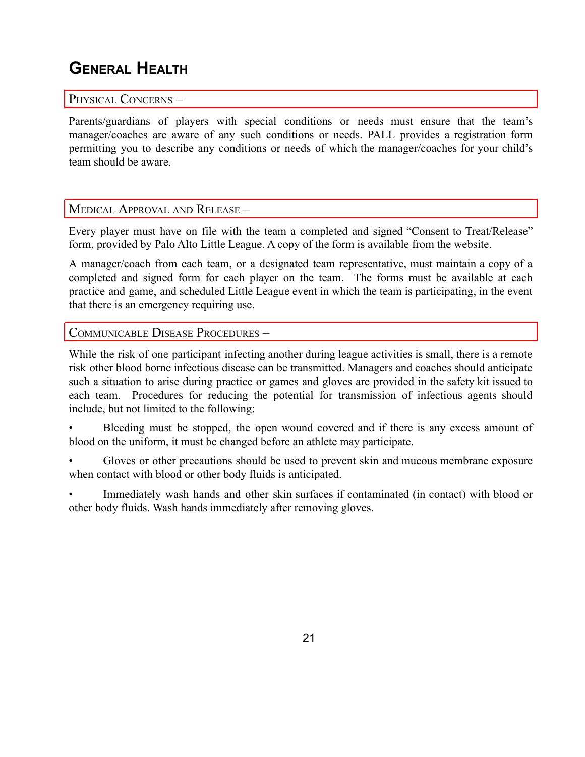# General Health

### Physical Concerns –

Parents/guardians of players with special conditions or needs must ensure that the team's manager/coaches are aware of any such conditions or needs. PALL provides a registration form permitting you to describe any conditions or needs of which the manager/coaches for your child's team should be aware.

### Medical Approval and Release –

Every player must have on file with the team a completed and signed "Consent to Treat/Release" form, provided by Palo Alto Little League. A copy of the form is available from the website.

A manager/coach from each team, or a designated team representative, must maintain a copy of a completed and signed form for each player on the team. The forms must be available at each practice and game, and scheduled Little League event in which the team is participating, in the event that there is an emergency requiring use.

### Communicable Disease Procedures –

While the risk of one participant infecting another during league activities is small, there is a remote risk other blood borne infectious disease can be transmitted. Managers and coaches should anticipate such a situation to arise during practice or games and gloves are provided in the safety kit issued to each team. Procedures for reducing the potential for transmission of infectious agents should include, but not limited to the following:

- Bleeding must be stopped, the open wound covered and if there is any excess amount of blood on the uniform, it must be changed before an athlete may participate.
- Gloves or other precautions should be used to prevent skin and mucous membrane exposure when contact with blood or other body fluids is anticipated.
- Immediately wash hands and other skin surfaces if contaminated (in contact) with blood or other body fluids. Wash hands immediately after removing gloves.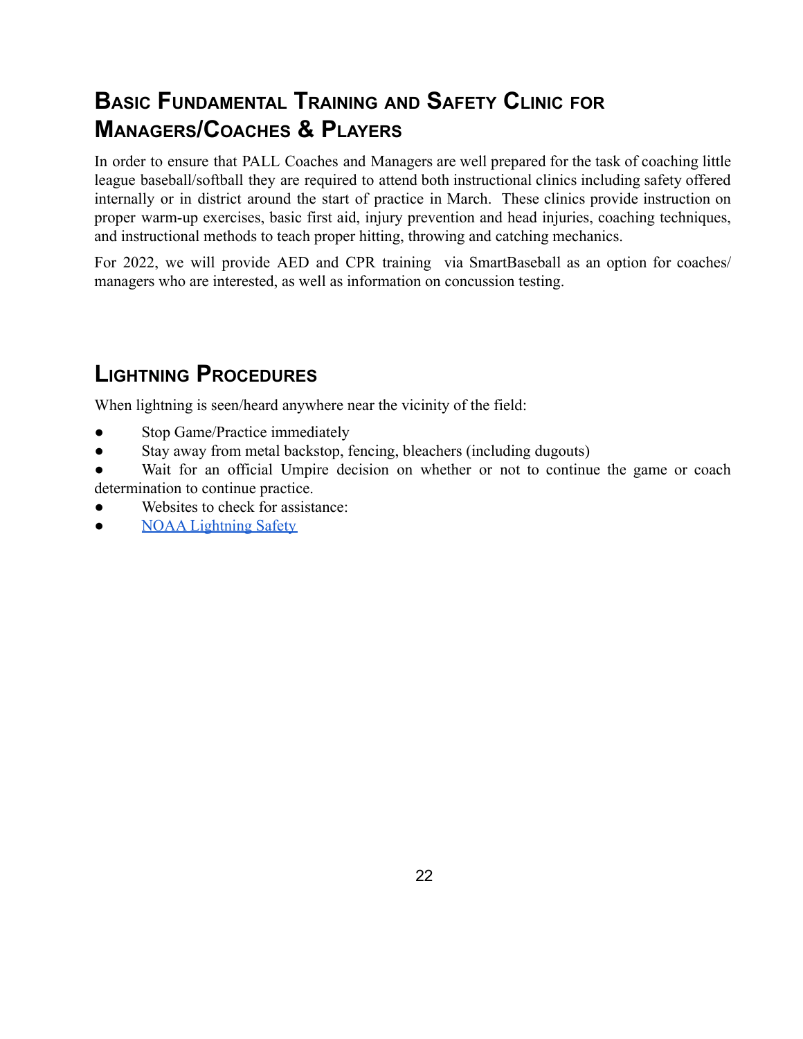## Basic Fundamental Training and Safety Clinic for Managers/Coaches & Players

In order to ensure that PALL Coaches and Managers are well prepared for the task of coaching little league baseball/softball they are required to attend both instructional clinics including safety offered internally or in district around the start of practice in March. These clinics provide instruction on proper warm-up exercises, basic first aid, injury prevention and head injuries, coaching techniques, and instructional methods to teach proper hitting, throwing and catching mechanics.

For 2022, we will provide AED and CPR training via SmartBaseball as an option for coaches/ managers who are interested, as well as information on concussion testing.

## Lightning Procedures

When lightning is seen/heard anywhere near the vicinity of the field:

- Stop Game/Practice immediately
- Stay away from metal backstop, fencing, bleachers (including dugouts)
- Wait for an official Umpire decision on whether or not to continue the game or coach determination to continue practice.
- Websites to check for assistance:
- NOAA Lightning Safety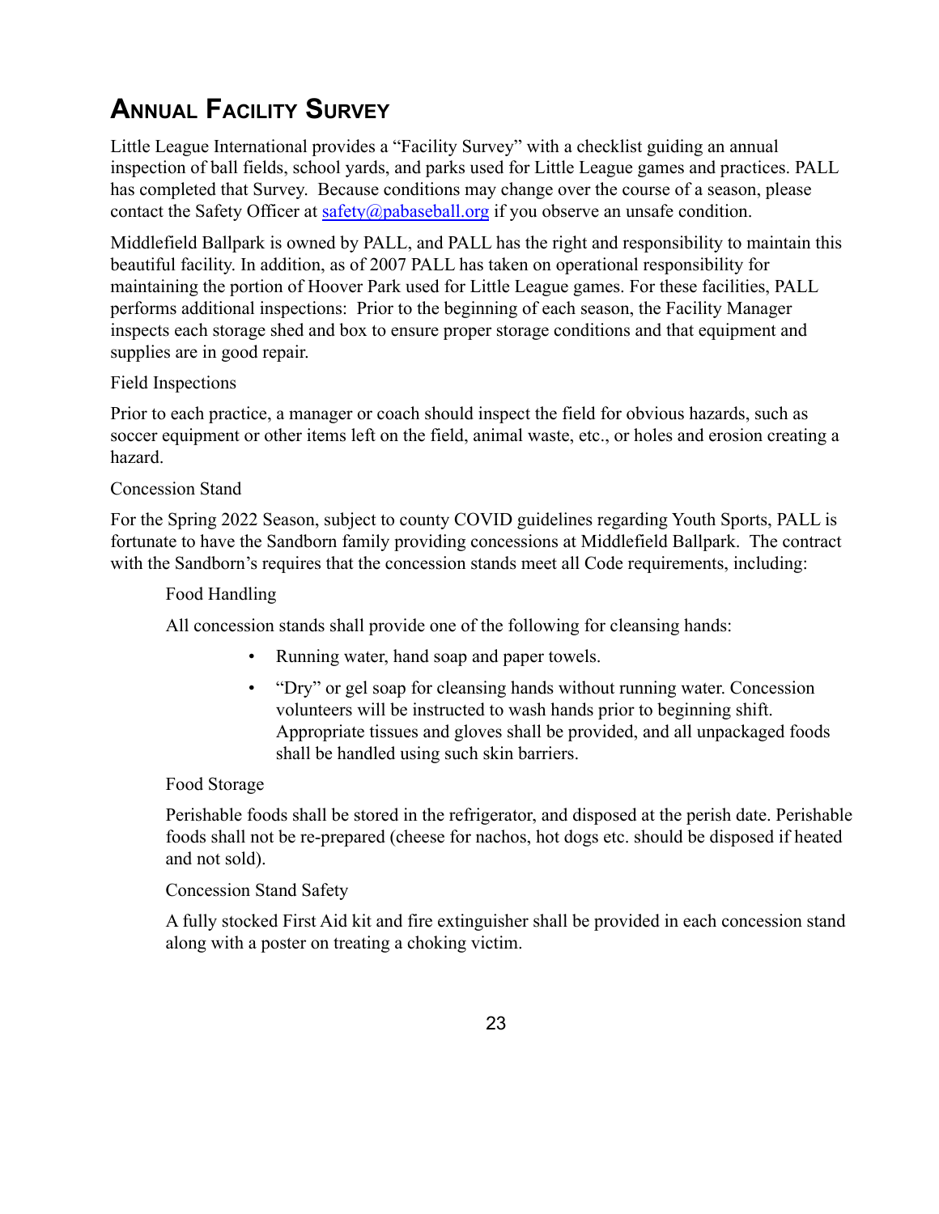## Annual Facility Survey

Little League International provides a "Facility Survey" with a checklist guiding an annual inspection of ball fields, school yards, and parks used for Little League games and practices. PALL has completed that Survey. Because conditions may change over the course of a season, please contact the Safety Officer at [safety@pabaseball.org](mailto:safety@pabaseball.org) if you observe an unsafe condition.

Middlefield Ballpark is owned by PALL, and PALL has the right and responsibility to maintain this beautiful facility. In addition, as of 2007 PALL has taken on operational responsibility for maintaining the portion of Hoover Park used for Little League games. For these facilities, PALL performs additional inspections: Prior to the beginning of each season, the Facility Manager inspects each storage shed and box to ensure proper storage conditions and that equipment and supplies are in good repair.

### Field Inspections

Prior to each practice, a manager or coach should inspect the field for obvious hazards, such as soccer equipment or other items left on the field, animal waste, etc., or holes and erosion creating a hazard.

### Concession Stand

For the Spring 2022 Season, subject to county COVID guidelines regarding Youth Sports, PALL is fortunate to have the Sandborn family providing concessions at Middlefield Ballpark. The contract with the Sandborn's requires that the concession stands meet all Code requirements, including:

#### Food Handling

All concession stands shall provide one of the following for cleansing hands:

- Running water, hand soap and paper towels.
- "Dry" or gel soap for cleansing hands without running water. Concession volunteers will be instructed to wash hands prior to beginning shift. Appropriate tissues and gloves shall be provided, and all unpackaged foods shall be handled using such skin barriers.

#### Food Storage

Perishable foods shall be stored in the refrigerator, and disposed at the perish date. Perishable foods shall not be re-prepared (cheese for nachos, hot dogs etc. should be disposed if heated and not sold).

#### Concession Stand Safety

A fully stocked First Aid kit and fire extinguisher shall be provided in each concession stand along with a poster on treating a choking victim.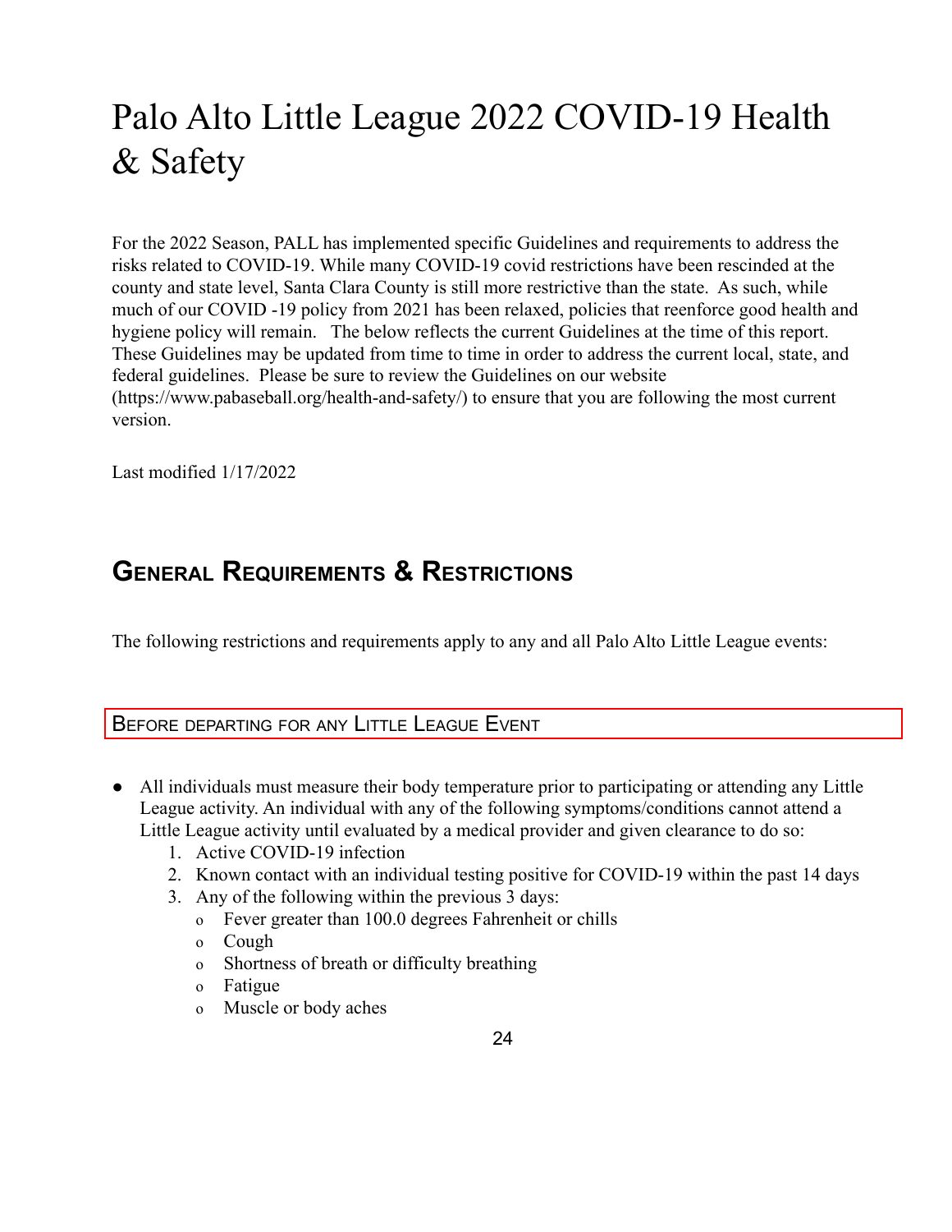# Palo Alto Little League 2022 COVID-19 Health & Safety

For the 2022 Season, PALL has implemented specific Guidelines and requirements to address the risks related to COVID-19. While many COVID-19 covid restrictions have been rescinded at the county and state level, Santa Clara County is still more restrictive than the state. As such, while much of our COVID -19 policy from 2021 has been relaxed, policies that reenforce good health and hygiene policy will remain. The below reflects the current Guidelines at the time of this report. These Guidelines may be updated from time to time in order to address the current local, state, and federal guidelines. Please be sure to review the Guidelines on our website (https://www.pabaseball.org/health-and-safety/) to ensure that you are following the most current version.

Last modified 1/17/2022

## General Requirements & Restrictions

The following restrictions and requirements apply to any and all Palo Alto Little League events:

### Before departing for any Little League Event

- All individuals must measure their body temperature prior to participating or attending any Little League activity. An individual with any of the following symptoms/conditions cannot attend a Little League activity until evaluated by a medical provider and given clearance to do so:
    1. Active COVID-19 infection
    2. Known contact with an individual testing positive for COVID-19 within the past 14 days
    3. Any of the following within the previous 3 days:
        - Fever greater than 100.0 degrees Fahrenheit or chills
        - Cough
        - Shortness of breath or difficulty breathing
        - Fatigue
        - Muscle or body aches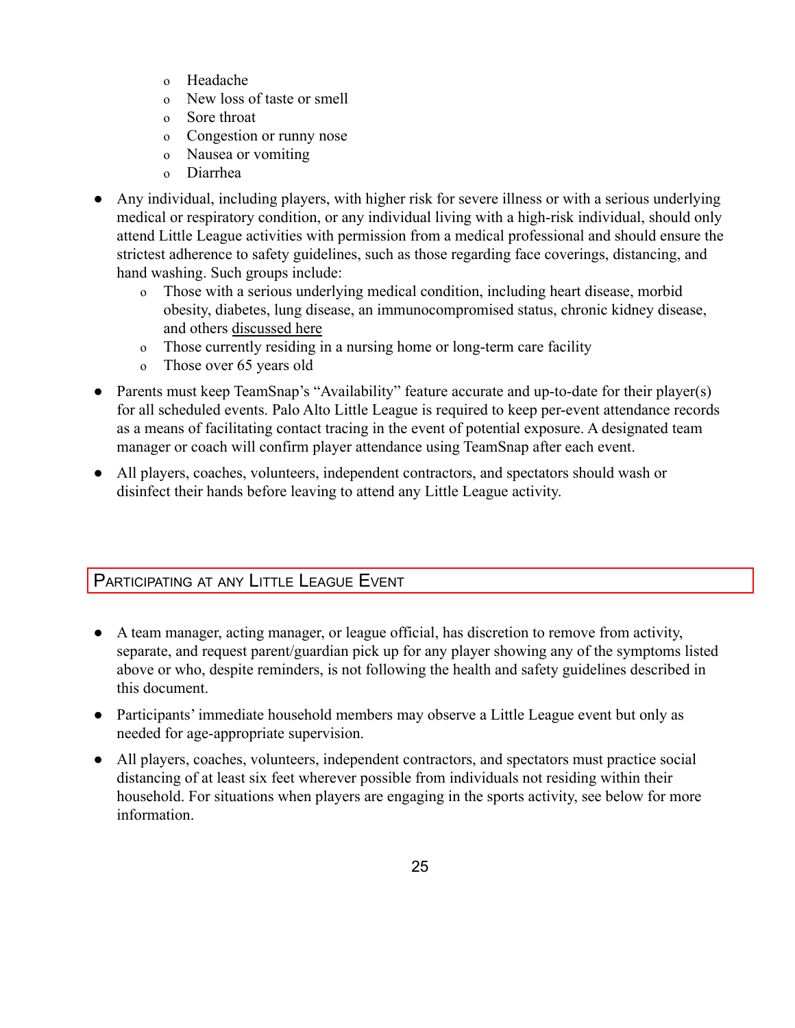- Headache
  - New loss of taste or smell
  - Sore throat
  - Congestion or runny nose
  - Nausea or vomiting
  - Diarrhea

- Any individual, including players, with higher risk for severe illness or with a serious underlying medical or respiratory condition, or any individual living with a high-risk individual, should only attend Little League activities with permission from a medical professional and should ensure the strictest adherence to safety guidelines, such as those regarding face coverings, distancing, and hand washing. Such groups include:
  - Those with a serious underlying medical condition, including heart disease, morbid obesity, diabetes, lung disease, an immunocompromised status, chronic kidney disease, and others discussed here
  - Those currently residing in a nursing home or long-term care facility
  - Those over 65 years old

- Parents must keep TeamSnap's "Availability" feature accurate and up-to-date for their player(s) for all scheduled events. Palo Alto Little League is required to keep per-event attendance records as a means of facilitating contact tracing in the event of potential exposure. A designated team manager or coach will confirm player attendance using TeamSnap after each event.

- All players, coaches, volunteers, independent contractors, and spectators should wash or disinfect their hands before leaving to attend any Little League activity.

## Participating at any Little League Event

- A team manager, acting manager, or league official, has discretion to remove from activity, separate, and request parent/guardian pick up for any player showing any of the symptoms listed above or who, despite reminders, is not following the health and safety guidelines described in this document.

- Participants' immediate household members may observe a Little League event but only as needed for age-appropriate supervision.

- All players, coaches, volunteers, independent contractors, and spectators must practice social distancing of at least six feet wherever possible from individuals not residing within their household. For situations when players are engaging in the sports activity, see below for more information.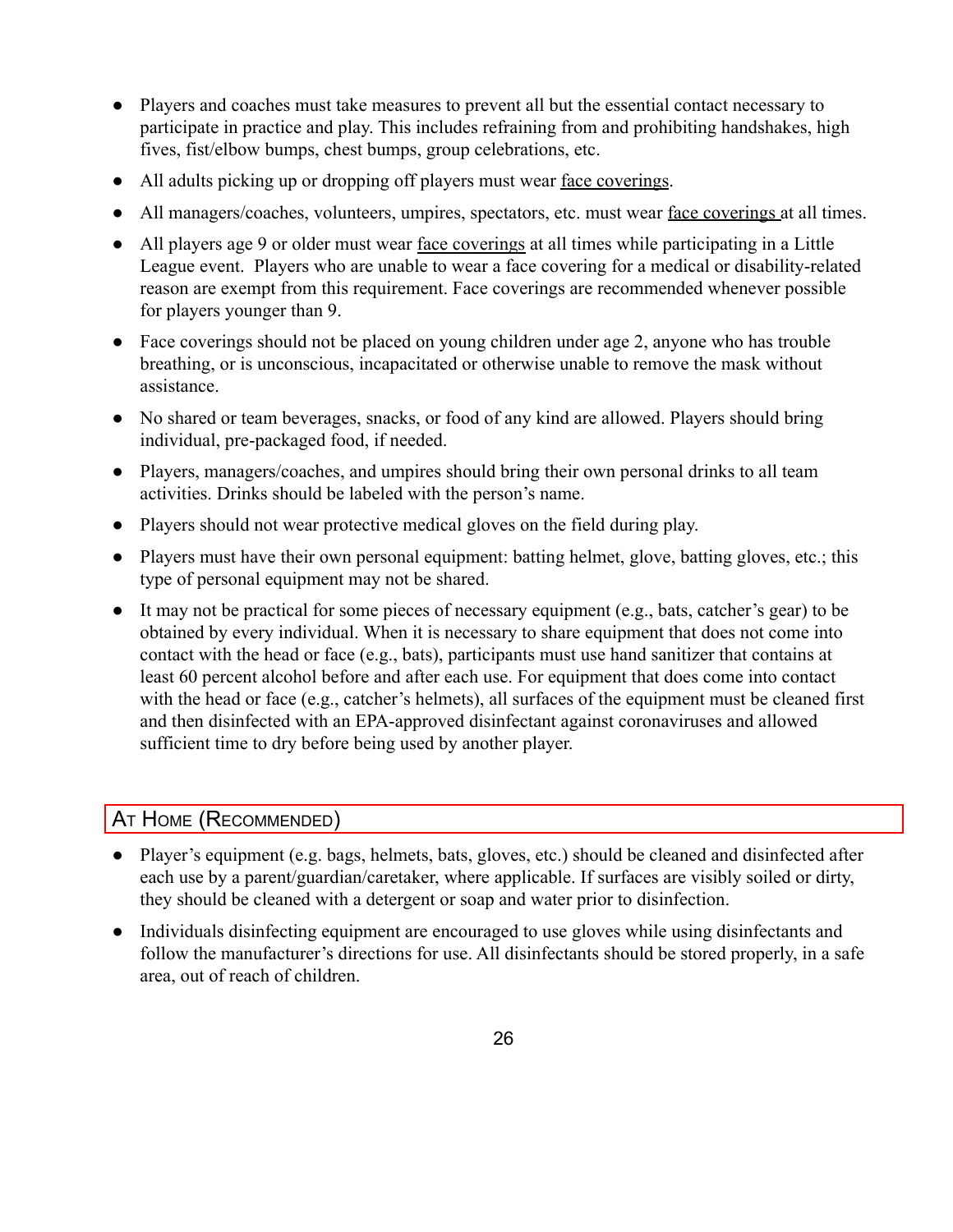- Players and coaches must take measures to prevent all but the essential contact necessary to participate in practice and play. This includes refraining from and prohibiting handshakes, high fives, fist/elbow bumps, chest bumps, group celebrations, etc.
- All adults picking up or dropping off players must wear face coverings.
- All managers/coaches, volunteers, umpires, spectators, etc. must wear face coverings at all times.
- All players age 9 or older must wear face coverings at all times while participating in a Little League event. Players who are unable to wear a face covering for a medical or disability-related reason are exempt from this requirement. Face coverings are recommended whenever possible for players younger than 9.
- Face coverings should not be placed on young children under age 2, anyone who has trouble breathing, or is unconscious, incapacitated or otherwise unable to remove the mask without assistance.
- No shared or team beverages, snacks, or food of any kind are allowed. Players should bring individual, pre-packaged food, if needed.
- Players, managers/coaches, and umpires should bring their own personal drinks to all team activities. Drinks should be labeled with the person's name.
- Players should not wear protective medical gloves on the field during play.
- Players must have their own personal equipment: batting helmet, glove, batting gloves, etc.; this type of personal equipment may not be shared.
- It may not be practical for some pieces of necessary equipment (e.g., bats, catcher's gear) to be obtained by every individual. When it is necessary to share equipment that does not come into contact with the head or face (e.g., bats), participants must use hand sanitizer that contains at least 60 percent alcohol before and after each use. For equipment that does come into contact with the head or face (e.g., catcher's helmets), all surfaces of the equipment must be cleaned first and then disinfected with an EPA-approved disinfectant against coronaviruses and allowed sufficient time to dry before being used by another player.

## At Home (Recommended)

- Player's equipment (e.g. bags, helmets, bats, gloves, etc.) should be cleaned and disinfected after each use by a parent/guardian/caretaker, where applicable. If surfaces are visibly soiled or dirty, they should be cleaned with a detergent or soap and water prior to disinfection.
- Individuals disinfecting equipment are encouraged to use gloves while using disinfectants and follow the manufacturer's directions for use. All disinfectants should be stored properly, in a safe area, out of reach of children.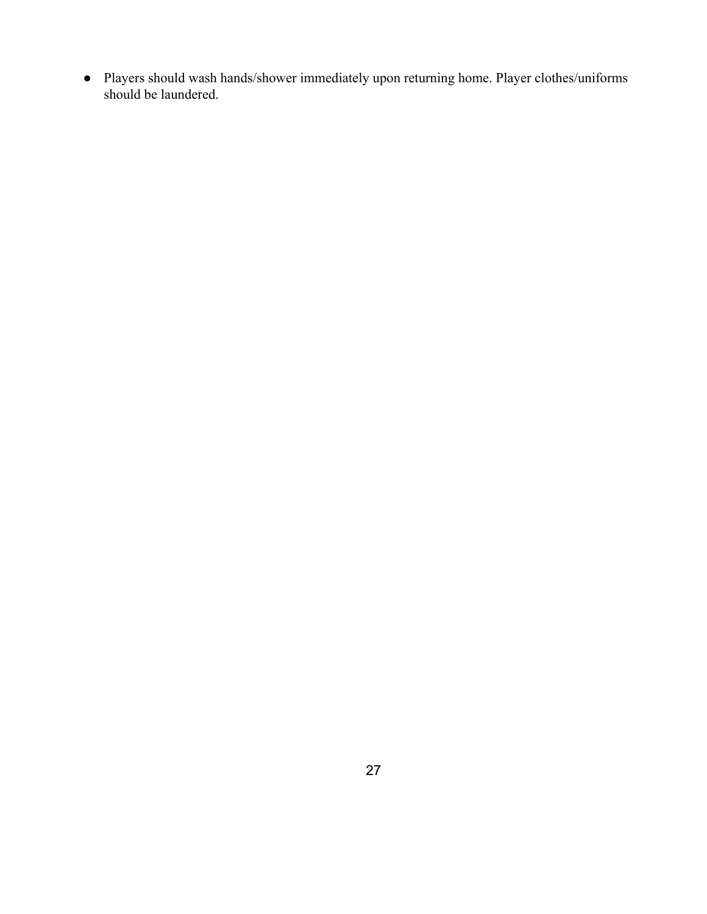- Players should wash hands/shower immediately upon returning home. Player clothes/uniforms should be laundered.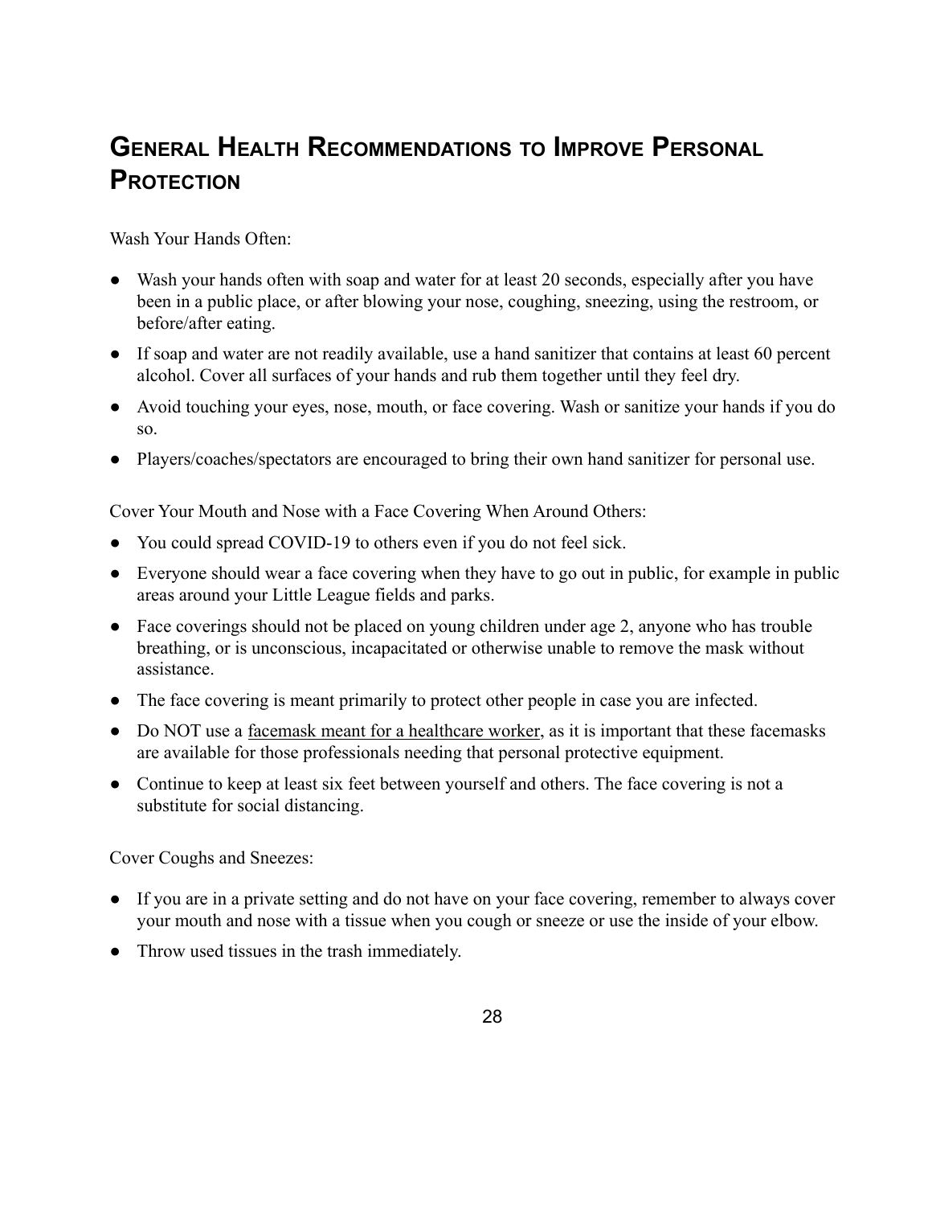## General Health Recommendations to Improve Personal Protection

Wash Your Hands Often:

- Wash your hands often with soap and water for at least 20 seconds, especially after you have been in a public place, or after blowing your nose, coughing, sneezing, using the restroom, or before/after eating.
- If soap and water are not readily available, use a hand sanitizer that contains at least 60 percent alcohol. Cover all surfaces of your hands and rub them together until they feel dry.
- Avoid touching your eyes, nose, mouth, or face covering. Wash or sanitize your hands if you do so.
- Players/coaches/spectators are encouraged to bring their own hand sanitizer for personal use.

Cover Your Mouth and Nose with a Face Covering When Around Others:

- You could spread COVID-19 to others even if you do not feel sick.
- Everyone should wear a face covering when they have to go out in public, for example in public areas around your Little League fields and parks.
- Face coverings should not be placed on young children under age 2, anyone who has trouble breathing, or is unconscious, incapacitated or otherwise unable to remove the mask without assistance.
- The face covering is meant primarily to protect other people in case you are infected.
- Do NOT use a facemask meant for a healthcare worker, as it is important that these facemasks are available for those professionals needing that personal protective equipment.
- Continue to keep at least six feet between yourself and others. The face covering is not a substitute for social distancing.

Cover Coughs and Sneezes:

- If you are in a private setting and do not have on your face covering, remember to always cover your mouth and nose with a tissue when you cough or sneeze or use the inside of your elbow.
- Throw used tissues in the trash immediately.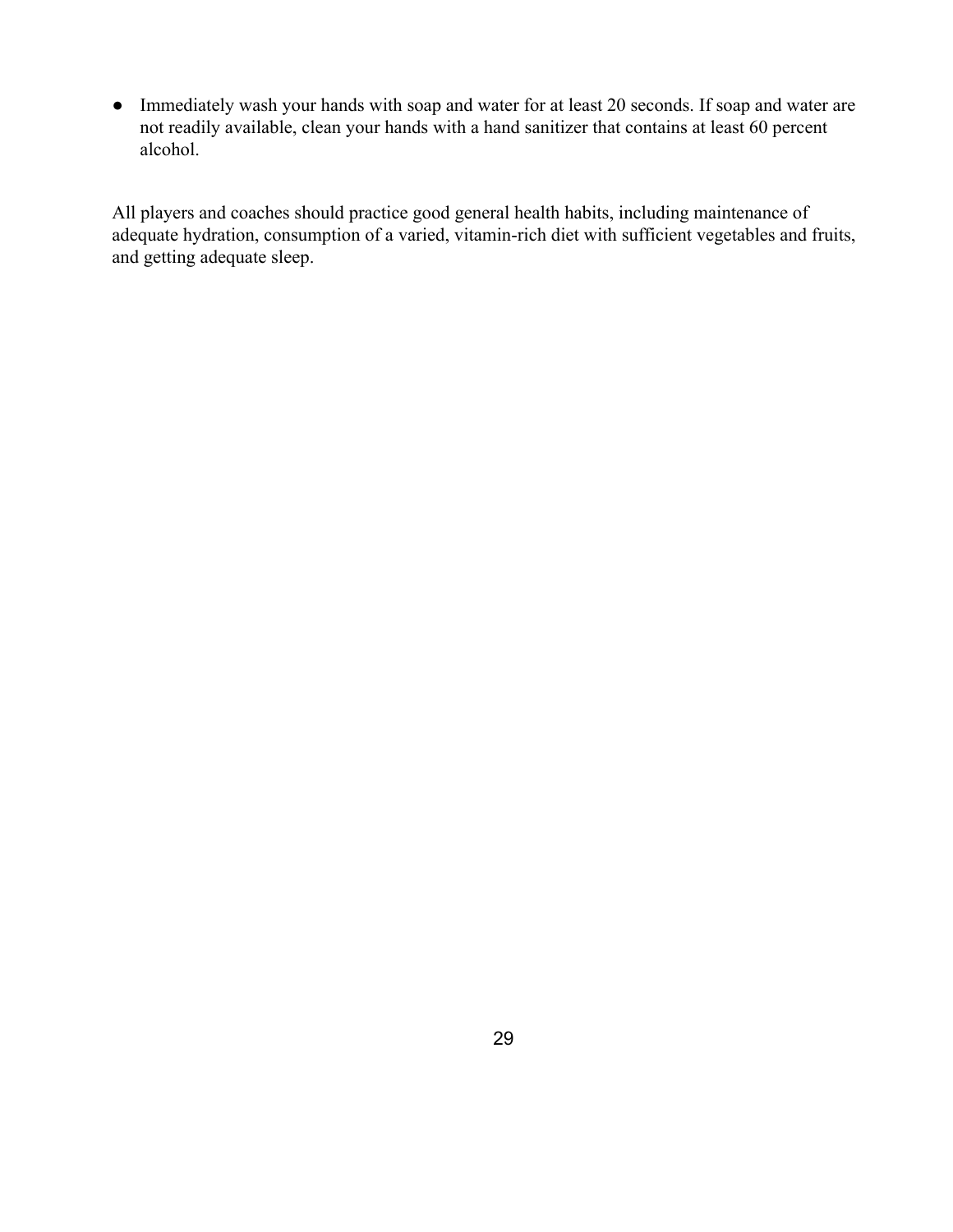- Immediately wash your hands with soap and water for at least 20 seconds. If soap and water are not readily available, clean your hands with a hand sanitizer that contains at least 60 percent alcohol.

All players and coaches should practice good general health habits, including maintenance of adequate hydration, consumption of a varied, vitamin-rich diet with sufficient vegetables and fruits, and getting adequate sleep.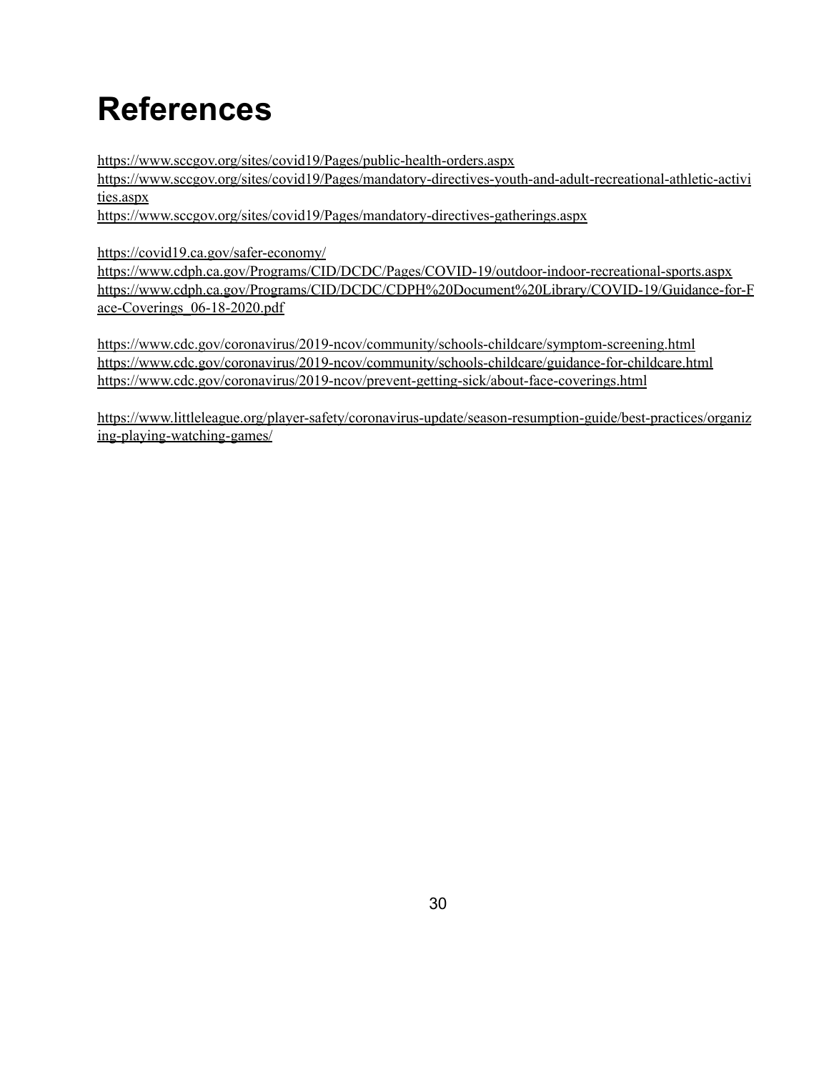# References

https://www.sccgov.org/sites/covid19/Pages/public-health-orders.aspx
https://www.sccgov.org/sites/covid19/Pages/mandatory-directives-youth-and-adult-recreational-athletic-activities.aspx
https://www.sccgov.org/sites/covid19/Pages/mandatory-directives-gatherings.aspx

https://covid19.ca.gov/safer-economy/
https://www.cdph.ca.gov/Programs/CID/DCDC/Pages/COVID-19/outdoor-indoor-recreational-sports.aspx
https://www.cdph.ca.gov/Programs/CID/DCDC/CDPH%20Document%20Library/COVID-19/Guidance-for-Face-Coverings_06-18-2020.pdf

https://www.cdc.gov/coronavirus/2019-ncov/community/schools-childcare/symptom-screening.html
https://www.cdc.gov/coronavirus/2019-ncov/community/schools-childcare/guidance-for-childcare.html
https://www.cdc.gov/coronavirus/2019-ncov/prevent-getting-sick/about-face-coverings.html

https://www.littleleague.org/player-safety/coronavirus-update/season-resumption-guide/best-practices/organizing-playing-watching-games/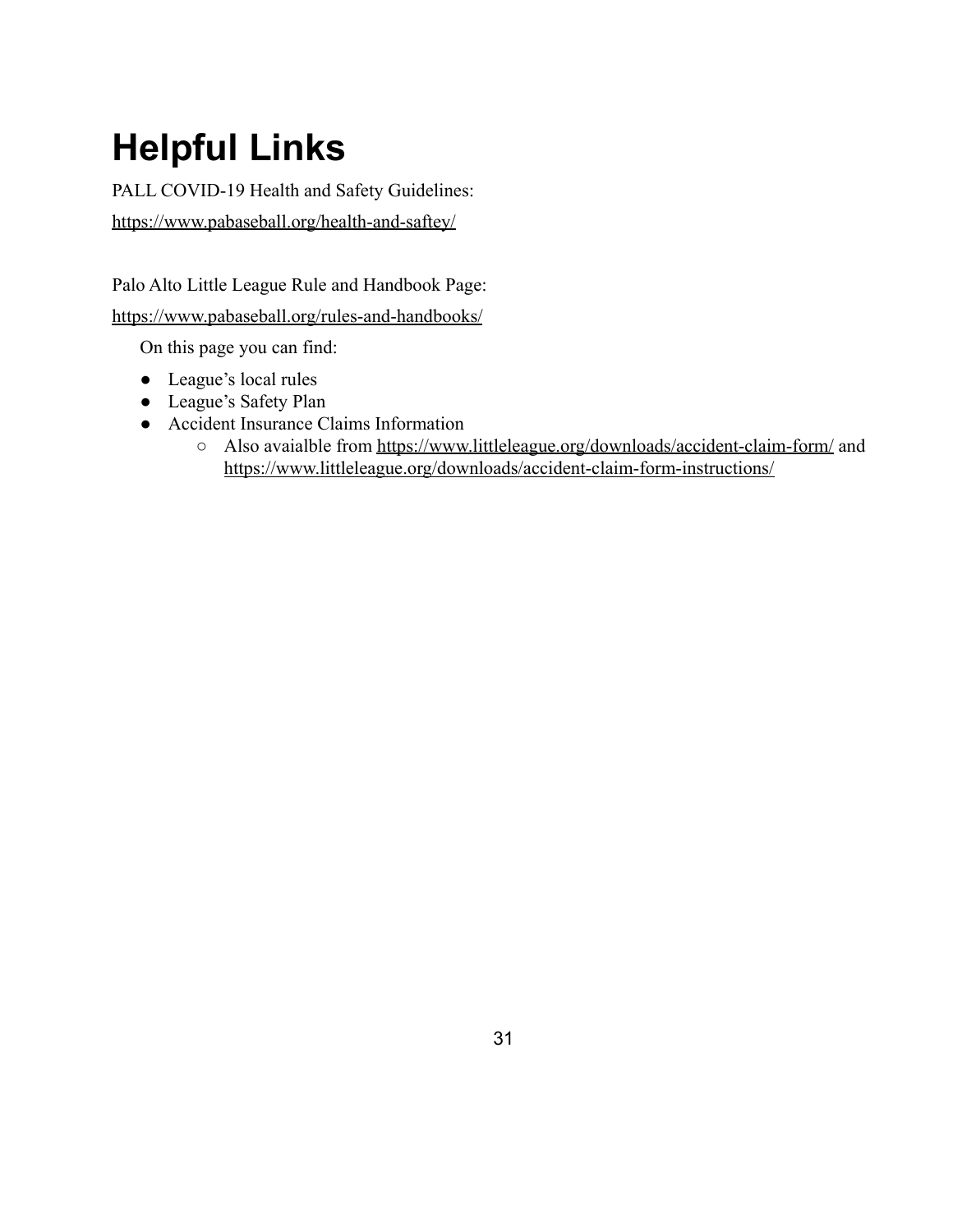# Helpful Links

PALL COVID-19 Health and Safety Guidelines:

https://www.pabaseball.org/health-and-saftey/

Palo Alto Little League Rule and Handbook Page:

https://www.pabaseball.org/rules-and-handbooks/

On this page you can find:

- League's local rules
- League's Safety Plan
- Accident Insurance Claims Information
  - Also avaialble from https://www.littleleague.org/downloads/accident-claim-form/ and https://www.littleleague.org/downloads/accident-claim-form-instructions/